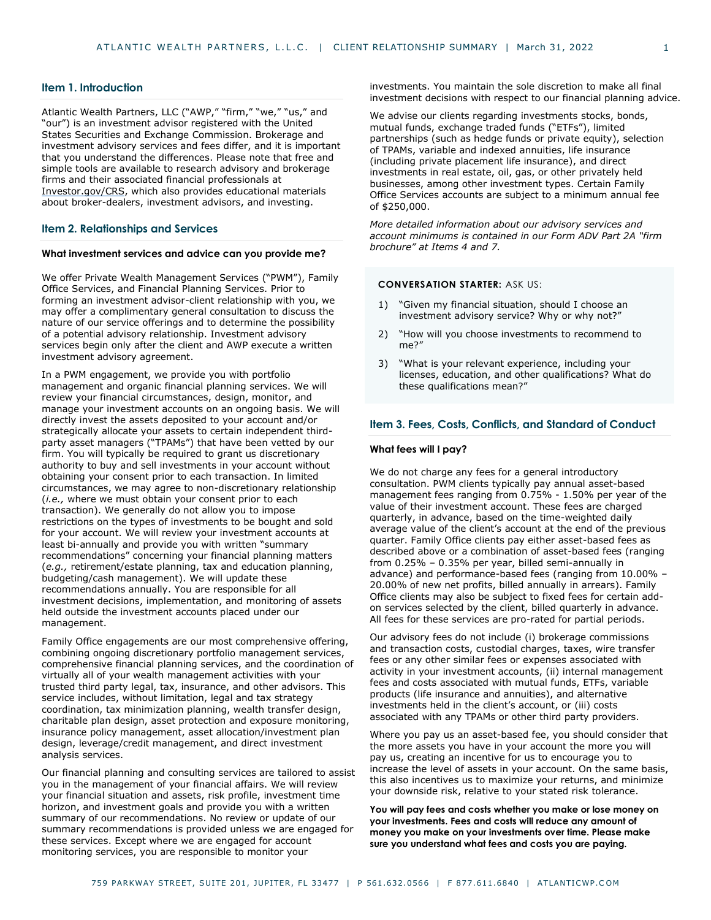## Item 1. Introduction

Atlantic Wealth Partners, LLC ("AWP," "firm," "we," "us," and "our") is an investment advisor registered with the United States Securities and Exchange Commission. Brokerage and investment advisory services and fees differ, and it is important that you understand the differences. Please note that free and simple tools are available to research advisory and brokerage firms and their associated financial professionals at Investor.gov/CRS, which also provides educational materials about broker-dealers, investment advisors, and investing.

## Item 2. Relationships and Services

**What investment services and advice can you provide me?**

We offer Private Wealth Management Services ("PWM"), Family Office Services, and Financial Planning Services. Prior to forming an investment advisor-client relationship with you, we may offer a complimentary general consultation to discuss the nature of our service offerings and to determine the possibility of a potential advisory relationship. Investment advisory services begin only after the client and AWP execute a written investment advisory agreement.

In a PWM engagement, we provide you with portfolio management and organic financial planning services. We will review your financial circumstances, design, monitor, and manage your investment accounts on an ongoing basis. We will directly invest the assets deposited to your account and/or strategically allocate your assets to certain independent third-party asset managers ("TPAMs") that have been vetted by our firm. You will typically be required to grant us discretionary authority to buy and sell investments in your account without obtaining your consent prior to each transaction. In limited circumstances, we may agree to non-discretionary relationship (*i.e.,* where we must obtain your consent prior to each transaction). We generally do not allow you to impose restrictions on the types of investments to be bought and sold for your account. We will review your investment accounts at least bi-annually and provide you with written "summary recommendations" concerning your financial planning matters (*e.g.,* retirement/estate planning, tax and education planning, budgeting/cash management). We will update these recommendations annually. You are responsible for all investment decisions, implementation, and monitoring of assets held outside the investment accounts placed under our management.

Family Office engagements are our most comprehensive offering, combining ongoing discretionary portfolio management services, comprehensive financial planning services, and the coordination of virtually all of your wealth management activities with your trusted third party legal, tax, insurance, and other advisors. This service includes, without limitation, legal and tax strategy coordination, tax minimization planning, wealth transfer design, charitable plan design, asset protection and exposure monitoring, insurance policy management, asset allocation/investment plan design, leverage/credit management, and direct investment analysis services.

Our financial planning and consulting services are tailored to assist you in the management of your financial affairs. We will review your financial situation and assets, risk profile, investment time horizon, and investment goals and provide you with a written summary of our recommendations. No review or update of our summary recommendations is provided unless we are engaged for these services. Except where we are engaged for account monitoring services, you are responsible to monitor your investments. You maintain the sole discretion to make all final investment decisions with respect to our financial planning advice.

We advise our clients regarding investments stocks, bonds, mutual funds, exchange traded funds ("ETFs"), limited partnerships (such as hedge funds or private equity), selection of TPAMs, variable and indexed annuities, life insurance (including private placement life insurance), and direct investments in real estate, oil, gas, or other privately held businesses, among other investment types. Certain Family Office Services accounts are subject to a minimum annual fee of $250,000.

*More detailed information about our advisory services and account minimums is contained in our Form ADV Part 2A "firm brochure" at Items 4 and 7.*

**CONVERSATION STARTER:** ASK US:

1) "Given my financial situation, should I choose an investment advisory service? Why or why not?"
2) "How will you choose investments to recommend to me?"
3) "What is your relevant experience, including your licenses, education, and other qualifications? What do these qualifications mean?"

## Item 3. Fees, Costs, Conflicts, and Standard of Conduct

**What fees will I pay?**

We do not charge any fees for a general introductory consultation. PWM clients typically pay annual asset-based management fees ranging from 0.75% - 1.50% per year of the value of their investment account. These fees are charged quarterly, in advance, based on the time-weighted daily average value of the client's account at the end of the previous quarter. Family Office clients pay either asset-based fees as described above or a combination of asset-based fees (ranging from 0.25% – 0.35% per year, billed semi-annually in advance) and performance-based fees (ranging from 10.00% – 20.00% of new net profits, billed annually in arrears). Family Office clients may also be subject to fixed fees for certain add-on services selected by the client, billed quarterly in advance. All fees for these services are pro-rated for partial periods.

Our advisory fees do not include (i) brokerage commissions and transaction costs, custodial charges, taxes, wire transfer fees or any other similar fees or expenses associated with activity in your investment accounts, (ii) internal management fees and costs associated with mutual funds, ETFs, variable products (life insurance and annuities), and alternative investments held in the client's account, or (iii) costs associated with any TPAMs or other third party providers.

Where you pay us an asset-based fee, you should consider that the more assets you have in your account the more you will pay us, creating an incentive for us to encourage you to increase the level of assets in your account. On the same basis, this also incentives us to maximize your returns, and minimize your downside risk, relative to your stated risk tolerance.

**You will pay fees and costs whether you make or lose money on your investments. Fees and costs will reduce any amount of money you make on your investments over time. Please make sure you understand what fees and costs you are paying.**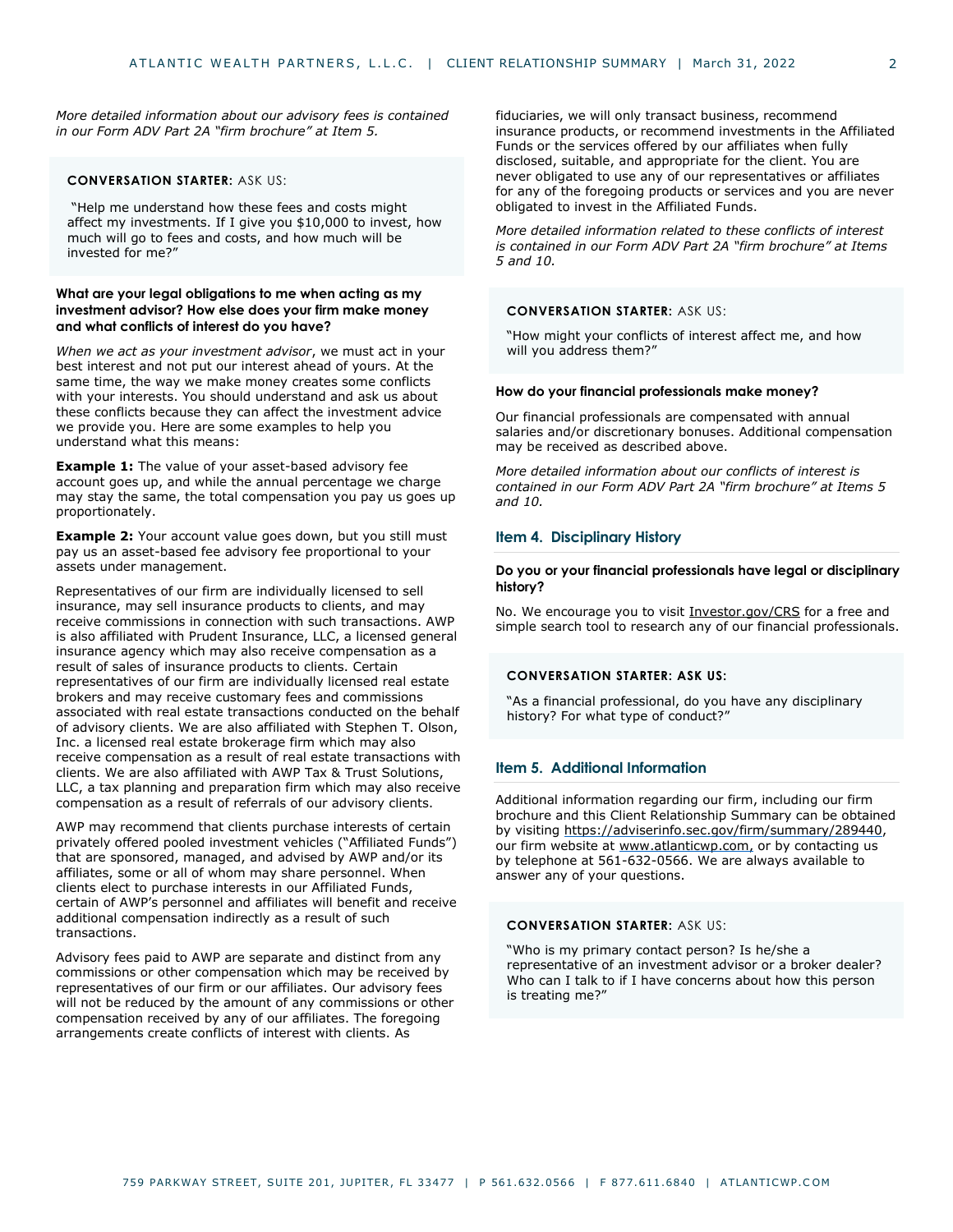*More detailed information about our advisory fees is contained in our Form ADV Part 2A "firm brochure" at Item 5.*

**CONVERSATION STARTER:** ASK US:

"Help me understand how these fees and costs might affect my investments. If I give you $10,000 to invest, how much will go to fees and costs, and how much will be invested for me?"

**What are your legal obligations to me when acting as my investment advisor? How else does your firm make money and what conflicts of interest do you have?**

*When we act as your investment advisor*, we must act in your best interest and not put our interest ahead of yours. At the same time, the way we make money creates some conflicts with your interests. You should understand and ask us about these conflicts because they can affect the investment advice we provide you. Here are some examples to help you understand what this means:

**Example 1:** The value of your asset-based advisory fee account goes up, and while the annual percentage we charge may stay the same, the total compensation you pay us goes up proportionately.

**Example 2:** Your account value goes down, but you still must pay us an asset-based fee advisory fee proportional to your assets under management.

Representatives of our firm are individually licensed to sell insurance, may sell insurance products to clients, and may receive commissions in connection with such transactions. AWP is also affiliated with Prudent Insurance, LLC, a licensed general insurance agency which may also receive compensation as a result of sales of insurance products to clients. Certain representatives of our firm are individually licensed real estate brokers and may receive customary fees and commissions associated with real estate transactions conducted on the behalf of advisory clients. We are also affiliated with Stephen T. Olson, Inc. a licensed real estate brokerage firm which may also receive compensation as a result of real estate transactions with clients. We are also affiliated with AWP Tax & Trust Solutions, LLC, a tax planning and preparation firm which may also receive compensation as a result of referrals of our advisory clients.

AWP may recommend that clients purchase interests of certain privately offered pooled investment vehicles ("Affiliated Funds") that are sponsored, managed, and advised by AWP and/or its affiliates, some or all of whom may share personnel. When clients elect to purchase interests in our Affiliated Funds, certain of AWP's personnel and affiliates will benefit and receive additional compensation indirectly as a result of such transactions.

Advisory fees paid to AWP are separate and distinct from any commissions or other compensation which may be received by representatives of our firm or our affiliates. Our advisory fees will not be reduced by the amount of any commissions or other compensation received by any of our affiliates. The foregoing arrangements create conflicts of interest with clients. As fiduciaries, we will only transact business, recommend insurance products, or recommend investments in the Affiliated Funds or the services offered by our affiliates when fully disclosed, suitable, and appropriate for the client. You are never obligated to use any of our representatives or affiliates for any of the foregoing products or services and you are never obligated to invest in the Affiliated Funds.

*More detailed information related to these conflicts of interest is contained in our Form ADV Part 2A "firm brochure" at Items 5 and 10.*

**CONVERSATION STARTER:** ASK US:

"How might your conflicts of interest affect me, and how will you address them?"

**How do your financial professionals make money?**

Our financial professionals are compensated with annual salaries and/or discretionary bonuses. Additional compensation may be received as described above.

*More detailed information about our conflicts of interest is contained in our Form ADV Part 2A "firm brochure" at Items 5 and 10.*

## Item 4. Disciplinary History

**Do you or your financial professionals have legal or disciplinary history?**

No. We encourage you to visit Investor.gov/CRS for a free and simple search tool to research any of our financial professionals.

**CONVERSATION STARTER: ASK US:**

"As a financial professional, do you have any disciplinary history? For what type of conduct?"

## Item 5. Additional Information

Additional information regarding our firm, including our firm brochure and this Client Relationship Summary can be obtained by visiting https://adviserinfo.sec.gov/firm/summary/289440, our firm website at www.atlanticwp.com, or by contacting us by telephone at 561-632-0566. We are always available to answer any of your questions.

**CONVERSATION STARTER:** ASK US:

"Who is my primary contact person? Is he/she a representative of an investment advisor or a broker dealer? Who can I talk to if I have concerns about how this person is treating me?"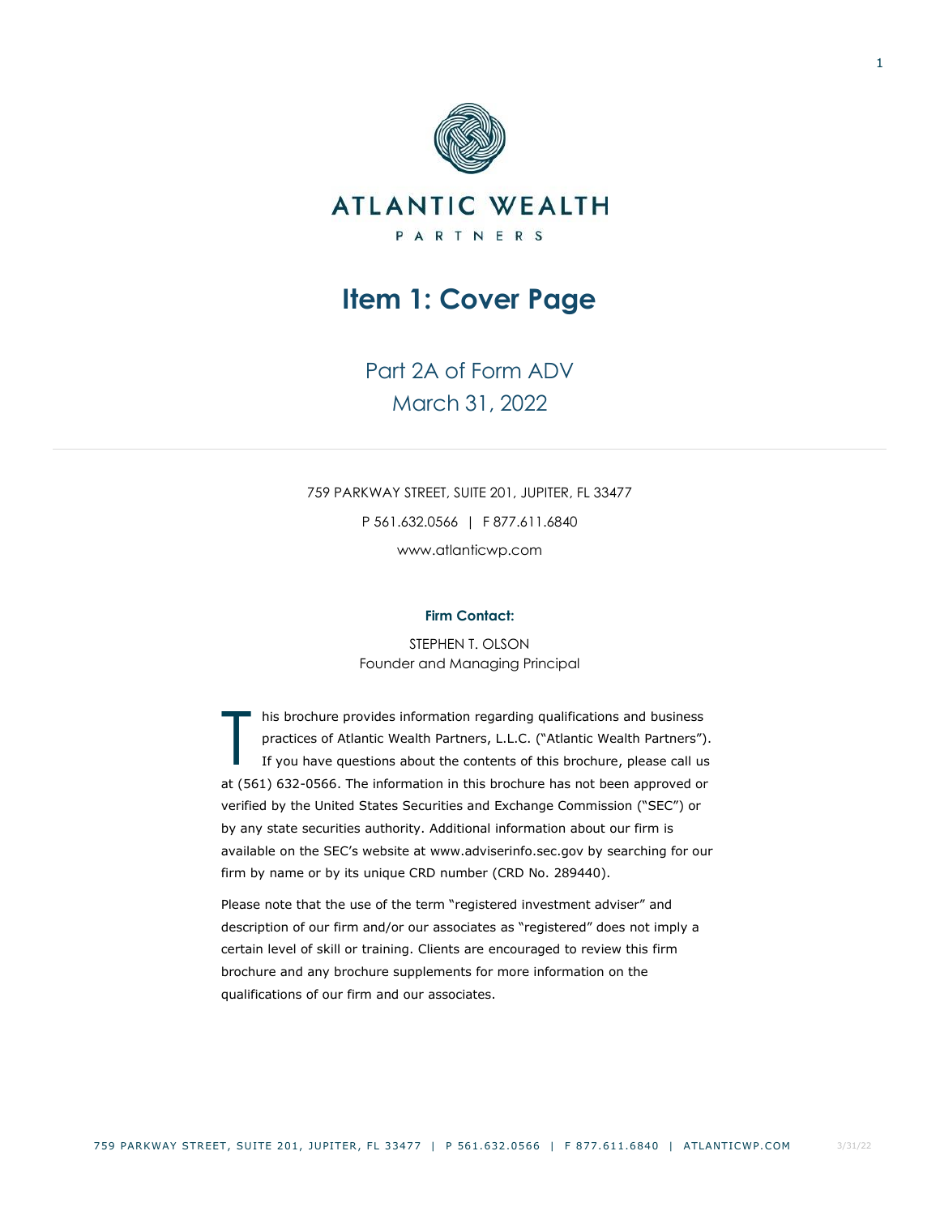ATLANTIC WEALTH

PARTNERS

# Item 1: Cover Page

Part 2A of Form ADV

March 31, 2022

759 PARKWAY STREET, SUITE 201, JUPITER, FL 33477

P 561.632.0566 | F 877.611.6840

www.atlanticwp.com

**Firm Contact:**

STEPHEN T. OLSON

Founder and Managing Principal

This brochure provides information regarding qualifications and business practices of Atlantic Wealth Partners, L.L.C. ("Atlantic Wealth Partners"). If you have questions about the contents of this brochure, please call us at (561) 632-0566. The information in this brochure has not been approved or verified by the United States Securities and Exchange Commission ("SEC") or by any state securities authority. Additional information about our firm is available on the SEC's website at www.adviserinfo.sec.gov by searching for our firm by name or by its unique CRD number (CRD No. 289440).

Please note that the use of the term "registered investment adviser" and description of our firm and/or our associates as "registered" does not imply a certain level of skill or training. Clients are encouraged to review this firm brochure and any brochure supplements for more information on the qualifications of our firm and our associates.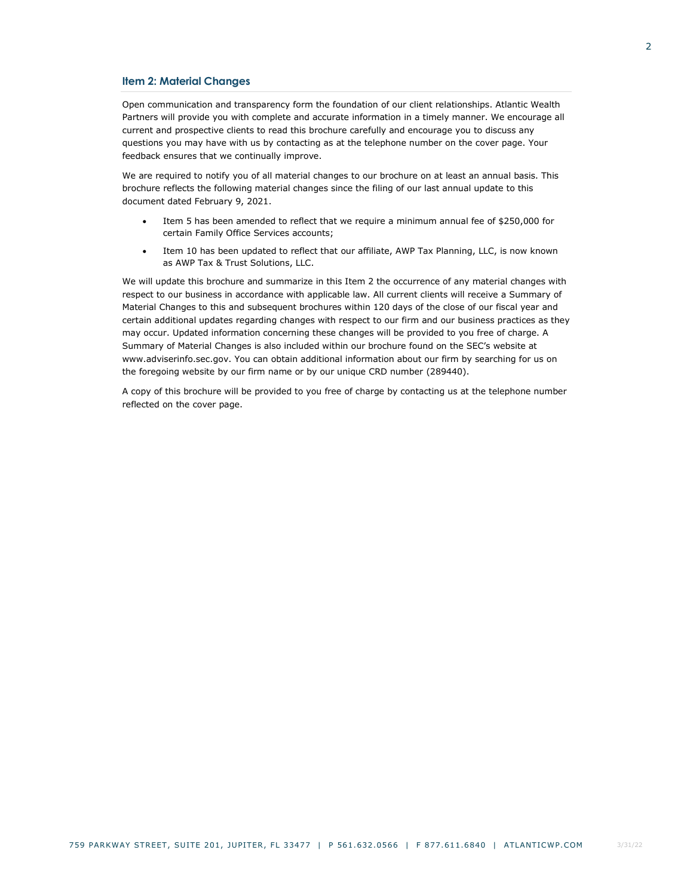## Item 2: Material Changes

Open communication and transparency form the foundation of our client relationships. Atlantic Wealth Partners will provide you with complete and accurate information in a timely manner. We encourage all current and prospective clients to read this brochure carefully and encourage you to discuss any questions you may have with us by contacting as at the telephone number on the cover page. Your feedback ensures that we continually improve.

We are required to notify you of all material changes to our brochure on at least an annual basis. This brochure reflects the following material changes since the filing of our last annual update to this document dated February 9, 2021.

- Item 5 has been amended to reflect that we require a minimum annual fee of $250,000 for certain Family Office Services accounts;
- Item 10 has been updated to reflect that our affiliate, AWP Tax Planning, LLC, is now known as AWP Tax & Trust Solutions, LLC.

We will update this brochure and summarize in this Item 2 the occurrence of any material changes with respect to our business in accordance with applicable law. All current clients will receive a Summary of Material Changes to this and subsequent brochures within 120 days of the close of our fiscal year and certain additional updates regarding changes with respect to our firm and our business practices as they may occur. Updated information concerning these changes will be provided to you free of charge. A Summary of Material Changes is also included within our brochure found on the SEC's website at www.adviserinfo.sec.gov. You can obtain additional information about our firm by searching for us on the foregoing website by our firm name or by our unique CRD number (289440).

A copy of this brochure will be provided to you free of charge by contacting us at the telephone number reflected on the cover page.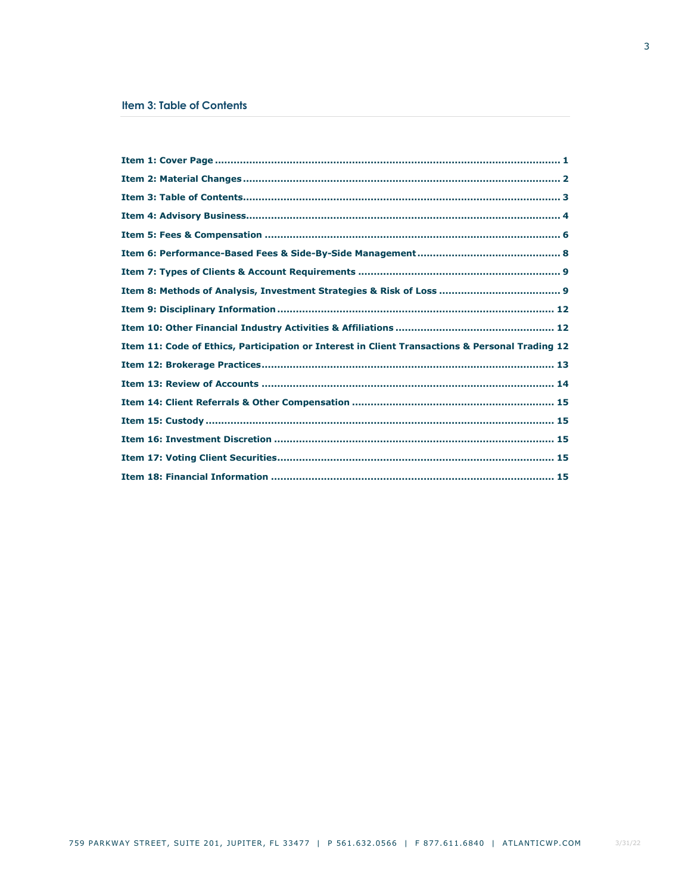## Item 3: Table of Contents

**Item 1: Cover Page .............................................................................................................. 1**

**Item 2: Material Changes ...................................................................................................... 2**

**Item 3: Table of Contents....................................................................................................... 3**

**Item 4: Advisory Business...................................................................................................... 4**

**Item 5: Fees & Compensation ............................................................................................... 6**

**Item 6: Performance-Based Fees & Side-By-Side Management ............................................ 8**

**Item 7: Types of Clients & Account Requirements ................................................................ 9**

**Item 8: Methods of Analysis, Investment Strategies & Risk of Loss ...................................... 9**

**Item 9: Disciplinary Information .......................................................................................... 12**

**Item 10: Other Financial Industry Activities & Affiliations .................................................. 12**

**Item 11: Code of Ethics, Participation or Interest in Client Transactions & Personal Trading 12**

**Item 12: Brokerage Practices ............................................................................................... 13**

**Item 13: Review of Accounts ............................................................................................... 14**

**Item 14: Client Referrals & Other Compensation ................................................................ 15**

**Item 15: Custody .................................................................................................................. 15**

**Item 16: Investment Discretion ........................................................................................... 15**

**Item 17: Voting Client Securities .......................................................................................... 15**

**Item 18: Financial Information ............................................................................................ 15**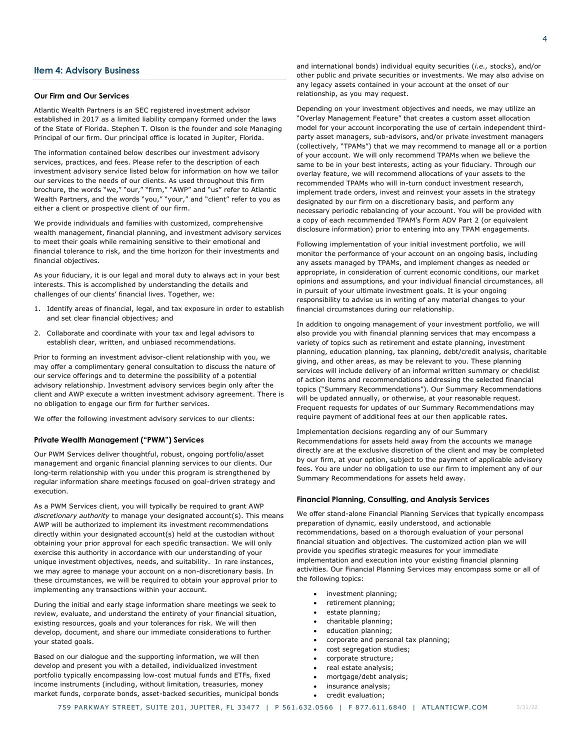## Item 4: Advisory Business

### Our Firm and Our Services

Atlantic Wealth Partners is an SEC registered investment advisor established in 2017 as a limited liability company formed under the laws of the State of Florida. Stephen T. Olson is the founder and sole Managing Principal of our firm. Our principal office is located in Jupiter, Florida.

The information contained below describes our investment advisory services, practices, and fees. Please refer to the description of each investment advisory service listed below for information on how we tailor our services to the needs of our clients. As used throughout this firm brochure, the words "we," "our," "firm," "AWP" and "us" refer to Atlantic Wealth Partners, and the words "you," "your," and "client" refer to you as either a client or prospective client of our firm.

We provide individuals and families with customized, comprehensive wealth management, financial planning, and investment advisory services to meet their goals while remaining sensitive to their emotional and financial tolerance to risk, and the time horizon for their investments and financial objectives.

As your fiduciary, it is our legal and moral duty to always act in your best interests. This is accomplished by understanding the details and challenges of our clients' financial lives. Together, we:

1. Identify areas of financial, legal, and tax exposure in order to establish and set clear financial objectives; and
2. Collaborate and coordinate with your tax and legal advisors to establish clear, written, and unbiased recommendations.

Prior to forming an investment advisor-client relationship with you, we may offer a complimentary general consultation to discuss the nature of our service offerings and to determine the possibility of a potential advisory relationship. Investment advisory services begin only after the client and AWP execute a written investment advisory agreement. There is no obligation to engage our firm for further services.

We offer the following investment advisory services to our clients:

### Private Wealth Management ("PWM") Services

Our PWM Services deliver thoughtful, robust, ongoing portfolio/asset management and organic financial planning services to our clients. Our long-term relationship with you under this program is strengthened by regular information share meetings focused on goal-driven strategy and execution.

As a PWM Services client, you will typically be required to grant AWP *discretionary authority* to manage your designated account(s). This means AWP will be authorized to implement its investment recommendations directly within your designated account(s) held at the custodian without obtaining your prior approval for each specific transaction. We will only exercise this authority in accordance with our understanding of your unique investment objectives, needs, and suitability. In rare instances, we may agree to manage your account on a non-discretionary basis. In these circumstances, we will be required to obtain your approval prior to implementing any transactions within your account.

During the initial and early stage information share meetings we seek to review, evaluate, and understand the entirety of your financial situation, existing resources, goals and your tolerances for risk. We will then develop, document, and share our immediate considerations to further your stated goals.

Based on our dialogue and the supporting information, we will then develop and present you with a detailed, individualized investment portfolio typically encompassing low-cost mutual funds and ETFs, fixed income instruments (including, without limitation, treasuries, money market funds, corporate bonds, asset-backed securities, municipal bonds and international bonds) individual equity securities (*i.e.,* stocks), and/or other public and private securities or investments. We may also advise on any legacy assets contained in your account at the onset of our relationship, as you may request.

Depending on your investment objectives and needs, we may utilize an "Overlay Management Feature" that creates a custom asset allocation model for your account incorporating the use of certain independent third-party asset managers, sub-advisors, and/or private investment managers (collectively, "TPAMs") that we may recommend to manage all or a portion of your account. We will only recommend TPAMs when we believe the same to be in your best interests, acting as your fiduciary. Through our overlay feature, we will recommend allocations of your assets to the recommended TPAMs who will in-turn conduct investment research, implement trade orders, invest and reinvest your assets in the strategy designated by our firm on a discretionary basis, and perform any necessary periodic rebalancing of your account. You will be provided with a copy of each recommended TPAM's Form ADV Part 2 (or equivalent disclosure information) prior to entering into any TPAM engagements.

Following implementation of your initial investment portfolio, we will monitor the performance of your account on an ongoing basis, including any assets managed by TPAMs, and implement changes as needed or appropriate, in consideration of current economic conditions, our market opinions and assumptions, and your individual financial circumstances, all in pursuit of your ultimate investment goals. It is your ongoing responsibility to advise us in writing of any material changes to your financial circumstances during our relationship.

In addition to ongoing management of your investment portfolio, we will also provide you with financial planning services that may encompass a variety of topics such as retirement and estate planning, investment planning, education planning, tax planning, debt/credit analysis, charitable giving, and other areas, as may be relevant to you. These planning services will include delivery of an informal written summary or checklist of action items and recommendations addressing the selected financial topics ("Summary Recommendations"). Our Summary Recommendations will be updated annually, or otherwise, at your reasonable request. Frequent requests for updates of our Summary Recommendations may require payment of additional fees at our then applicable rates.

Implementation decisions regarding any of our Summary Recommendations for assets held away from the accounts we manage directly are at the exclusive discretion of the client and may be completed by our firm, at your option, subject to the payment of applicable advisory fees. You are under no obligation to use our firm to implement any of our Summary Recommendations for assets held away.

### Financial Planning, Consulting, and Analysis Services

We offer stand-alone Financial Planning Services that typically encompass preparation of dynamic, easily understood, and actionable recommendations, based on a thorough evaluation of your personal financial situation and objectives. The customized action plan we will provide you specifies strategic measures for your immediate implementation and execution into your existing financial planning activities. Our Financial Planning Services may encompass some or all of the following topics:

- investment planning;
- retirement planning;
- estate planning;
- charitable planning;
- education planning;
- corporate and personal tax planning;
- cost segregation studies;
- corporate structure;
- real estate analysis;
- mortgage/debt analysis;
- insurance analysis;
- credit evaluation;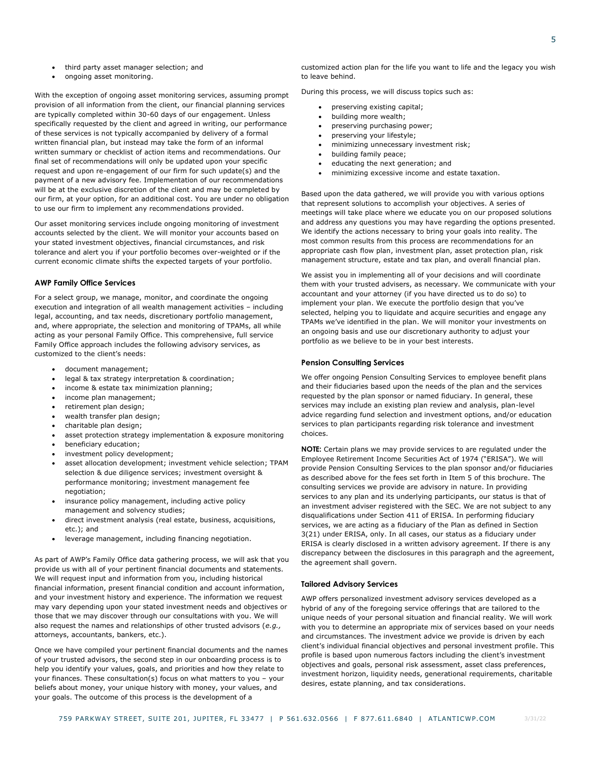- third party asset manager selection; and
- ongoing asset monitoring.

With the exception of ongoing asset monitoring services, assuming prompt provision of all information from the client, our financial planning services are typically completed within 30-60 days of our engagement. Unless specifically requested by the client and agreed in writing, our performance of these services is not typically accompanied by delivery of a formal written financial plan, but instead may take the form of an informal written summary or checklist of action items and recommendations. Our final set of recommendations will only be updated upon your specific request and upon re-engagement of our firm for such update(s) and the payment of a new advisory fee. Implementation of our recommendations will be at the exclusive discretion of the client and may be completed by our firm, at your option, for an additional cost. You are under no obligation to use our firm to implement any recommendations provided.

Our asset monitoring services include ongoing monitoring of investment accounts selected by the client. We will monitor your accounts based on your stated investment objectives, financial circumstances, and risk tolerance and alert you if your portfolio becomes over-weighted or if the current economic climate shifts the expected targets of your portfolio.

### AWP Family Office Services

For a select group, we manage, monitor, and coordinate the ongoing execution and integration of all wealth management activities – including legal, accounting, and tax needs, discretionary portfolio management, and, where appropriate, the selection and monitoring of TPAMs, all while acting as your personal Family Office. This comprehensive, full service Family Office approach includes the following advisory services, as customized to the client's needs:

- document management;
- legal & tax strategy interpretation & coordination;
- income & estate tax minimization planning;
- income plan management;
- retirement plan design;
- wealth transfer plan design;
- charitable plan design;
- asset protection strategy implementation & exposure monitoring
- beneficiary education;
- investment policy development;
- asset allocation development; investment vehicle selection; TPAM selection & due diligence services; investment oversight & performance monitoring; investment management fee negotiation;
- insurance policy management, including active policy management and solvency studies;
- direct investment analysis (real estate, business, acquisitions, etc.); and
- leverage management, including financing negotiation.

As part of AWP's Family Office data gathering process, we will ask that you provide us with all of your pertinent financial documents and statements. We will request input and information from you, including historical financial information, present financial condition and account information, and your investment history and experience. The information we request may vary depending upon your stated investment needs and objectives or those that we may discover through our consultations with you. We will also request the names and relationships of other trusted advisors (*e.g.,* attorneys, accountants, bankers, etc.).

Once we have compiled your pertinent financial documents and the names of your trusted advisors, the second step in our onboarding process is to help you identify your values, goals, and priorities and how they relate to your finances. These consultation(s) focus on what matters to you – your beliefs about money, your unique history with money, your values, and your goals. The outcome of this process is the development of a customized action plan for the life you want to life and the legacy you wish to leave behind.

During this process, we will discuss topics such as:

- preserving existing capital;
- building more wealth;
- preserving purchasing power;
- preserving your lifestyle;
- minimizing unnecessary investment risk;
- building family peace;
- educating the next generation; and
- minimizing excessive income and estate taxation.

Based upon the data gathered, we will provide you with various options that represent solutions to accomplish your objectives. A series of meetings will take place where we educate you on our proposed solutions and address any questions you may have regarding the options presented. We identify the actions necessary to bring your goals into reality. The most common results from this process are recommendations for an appropriate cash flow plan, investment plan, asset protection plan, risk management structure, estate and tax plan, and overall financial plan.

We assist you in implementing all of your decisions and will coordinate them with your trusted advisers, as necessary. We communicate with your accountant and your attorney (if you have directed us to do so) to implement your plan. We execute the portfolio design that you've selected, helping you to liquidate and acquire securities and engage any TPAMs we've identified in the plan. We will monitor your investments on an ongoing basis and use our discretionary authority to adjust your portfolio as we believe to be in your best interests.

### Pension Consulting Services

We offer ongoing Pension Consulting Services to employee benefit plans and their fiduciaries based upon the needs of the plan and the services requested by the plan sponsor or named fiduciary. In general, these services may include an existing plan review and analysis, plan-level advice regarding fund selection and investment options, and/or education services to plan participants regarding risk tolerance and investment choices.

**NOTE:** Certain plans we may provide services to are regulated under the Employee Retirement Income Securities Act of 1974 ("ERISA"). We will provide Pension Consulting Services to the plan sponsor and/or fiduciaries as described above for the fees set forth in Item 5 of this brochure. The consulting services we provide are advisory in nature. In providing services to any plan and its underlying participants, our status is that of an investment adviser registered with the SEC. We are not subject to any disqualifications under Section 411 of ERISA. In performing fiduciary services, we are acting as a fiduciary of the Plan as defined in Section 3(21) under ERISA, only. In all cases, our status as a fiduciary under ERISA is clearly disclosed in a written advisory agreement. If there is any discrepancy between the disclosures in this paragraph and the agreement, the agreement shall govern.

### Tailored Advisory Services

AWP offers personalized investment advisory services developed as a hybrid of any of the foregoing service offerings that are tailored to the unique needs of your personal situation and financial reality. We will work with you to determine an appropriate mix of services based on your needs and circumstances. The investment advice we provide is driven by each client's individual financial objectives and personal investment profile. This profile is based upon numerous factors including the client's investment objectives and goals, personal risk assessment, asset class preferences, investment horizon, liquidity needs, generational requirements, charitable desires, estate planning, and tax considerations.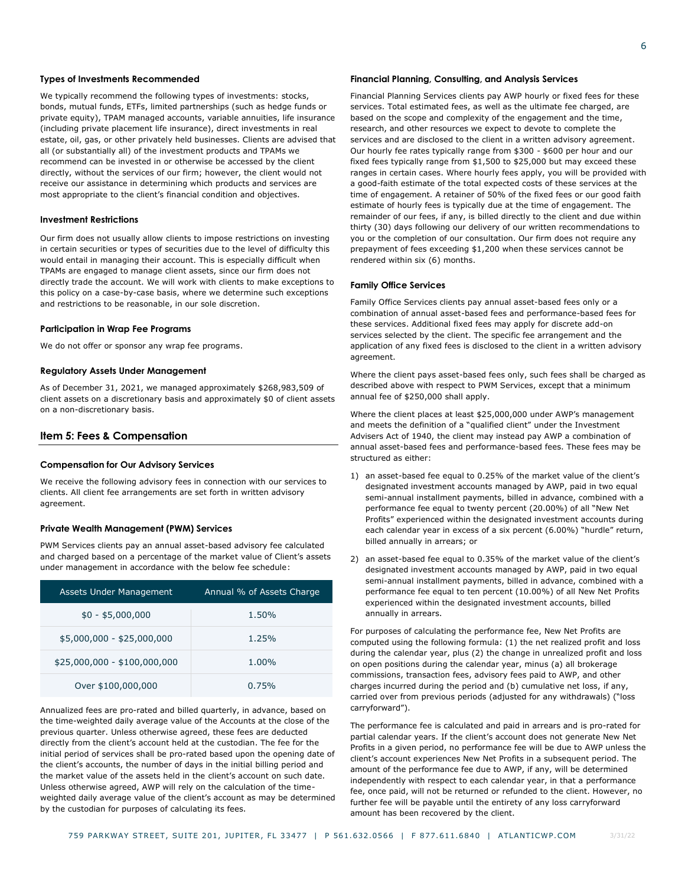### Types of Investments Recommended

We typically recommend the following types of investments: stocks, bonds, mutual funds, ETFs, limited partnerships (such as hedge funds or private equity), TPAM managed accounts, variable annuities, life insurance (including private placement life insurance), direct investments in real estate, oil, gas, or other privately held businesses. Clients are advised that all (or substantially all) of the investment products and TPAMs we recommend can be invested in or otherwise be accessed by the client directly, without the services of our firm; however, the client would not receive our assistance in determining which products and services are most appropriate to the client's financial condition and objectives.

### Investment Restrictions

Our firm does not usually allow clients to impose restrictions on investing in certain securities or types of securities due to the level of difficulty this would entail in managing their account. This is especially difficult when TPAMs are engaged to manage client assets, since our firm does not directly trade the account. We will work with clients to make exceptions to this policy on a case-by-case basis, where we determine such exceptions and restrictions to be reasonable, in our sole discretion.

### Participation in Wrap Fee Programs

We do not offer or sponsor any wrap fee programs.

### Regulatory Assets Under Management

As of December 31, 2021, we managed approximately $268,983,509 of client assets on a discretionary basis and approximately $0 of client assets on a non-discretionary basis.

## Item 5: Fees & Compensation

### Compensation for Our Advisory Services

We receive the following advisory fees in connection with our services to clients. All client fee arrangements are set forth in written advisory agreement.

### Private Wealth Management (PWM) Services

PWM Services clients pay an annual asset-based advisory fee calculated and charged based on a percentage of the market value of Client's assets under management in accordance with the below fee schedule:

| Assets Under Management | Annual % of Assets Charge |
|---|---|
| $0 - $5,000,000 | 1.50% |
| $5,000,000 - $25,000,000 | 1.25% |
| $25,000,000 - $100,000,000 | 1.00% |
| Over $100,000,000 | 0.75% |

Annualized fees are pro-rated and billed quarterly, in advance, based on the time-weighted daily average value of the Accounts at the close of the previous quarter. Unless otherwise agreed, these fees are deducted directly from the client's account held at the custodian. The fee for the initial period of services shall be pro-rated based upon the opening date of the client's accounts, the number of days in the initial billing period and the market value of the assets held in the client's account on such date. Unless otherwise agreed, AWP will rely on the calculation of the time-weighted daily average value of the client's account as may be determined by the custodian for purposes of calculating its fees.

### Financial Planning, Consulting, and Analysis Services

Financial Planning Services clients pay AWP hourly or fixed fees for these services. Total estimated fees, as well as the ultimate fee charged, are based on the scope and complexity of the engagement and the time, research, and other resources we expect to devote to complete the services and are disclosed to the client in a written advisory agreement. Our hourly fee rates typically range from $300 - $600 per hour and our fixed fees typically range from $1,500 to $25,000 but may exceed these ranges in certain cases. Where hourly fees apply, you will be provided with a good-faith estimate of the total expected costs of these services at the time of engagement. A retainer of 50% of the fixed fees or our good faith estimate of hourly fees is typically due at the time of engagement. The remainder of our fees, if any, is billed directly to the client and due within thirty (30) days following our delivery of our written recommendations to you or the completion of our consultation. Our firm does not require any prepayment of fees exceeding $1,200 when these services cannot be rendered within six (6) months.

### Family Office Services

Family Office Services clients pay annual asset-based fees only or a combination of annual asset-based fees and performance-based fees for these services. Additional fixed fees may apply for discrete add-on services selected by the client. The specific fee arrangement and the application of any fixed fees is disclosed to the client in a written advisory agreement.

Where the client pays asset-based fees only, such fees shall be charged as described above with respect to PWM Services, except that a minimum annual fee of $250,000 shall apply.

Where the client places at least $25,000,000 under AWP's management and meets the definition of a "qualified client" under the Investment Advisers Act of 1940, the client may instead pay AWP a combination of annual asset-based fees and performance-based fees. These fees may be structured as either:

1) an asset-based fee equal to 0.25% of the market value of the client's designated investment accounts managed by AWP, paid in two equal semi-annual installment payments, billed in advance, combined with a performance fee equal to twenty percent (20.00%) of all "New Net Profits" experienced within the designated investment accounts during each calendar year in excess of a six percent (6.00%) "hurdle" return, billed annually in arrears; or
2) an asset-based fee equal to 0.35% of the market value of the client's designated investment accounts managed by AWP, paid in two equal semi-annual installment payments, billed in advance, combined with a performance fee equal to ten percent (10.00%) of all New Net Profits experienced within the designated investment accounts, billed annually in arrears.

For purposes of calculating the performance fee, New Net Profits are computed using the following formula: (1) the net realized profit and loss during the calendar year, plus (2) the change in unrealized profit and loss on open positions during the calendar year, minus (a) all brokerage commissions, transaction fees, advisory fees paid to AWP, and other charges incurred during the period and (b) cumulative net loss, if any, carried over from previous periods (adjusted for any withdrawals) ("loss carryforward").

The performance fee is calculated and paid in arrears and is pro-rated for partial calendar years. If the client's account does not generate New Net Profits in a given period, no performance fee will be due to AWP unless the client's account experiences New Net Profits in a subsequent period. The amount of the performance fee due to AWP, if any, will be determined independently with respect to each calendar year, in that a performance fee, once paid, will not be returned or refunded to the client. However, no further fee will be payable until the entirety of any loss carryforward amount has been recovered by the client.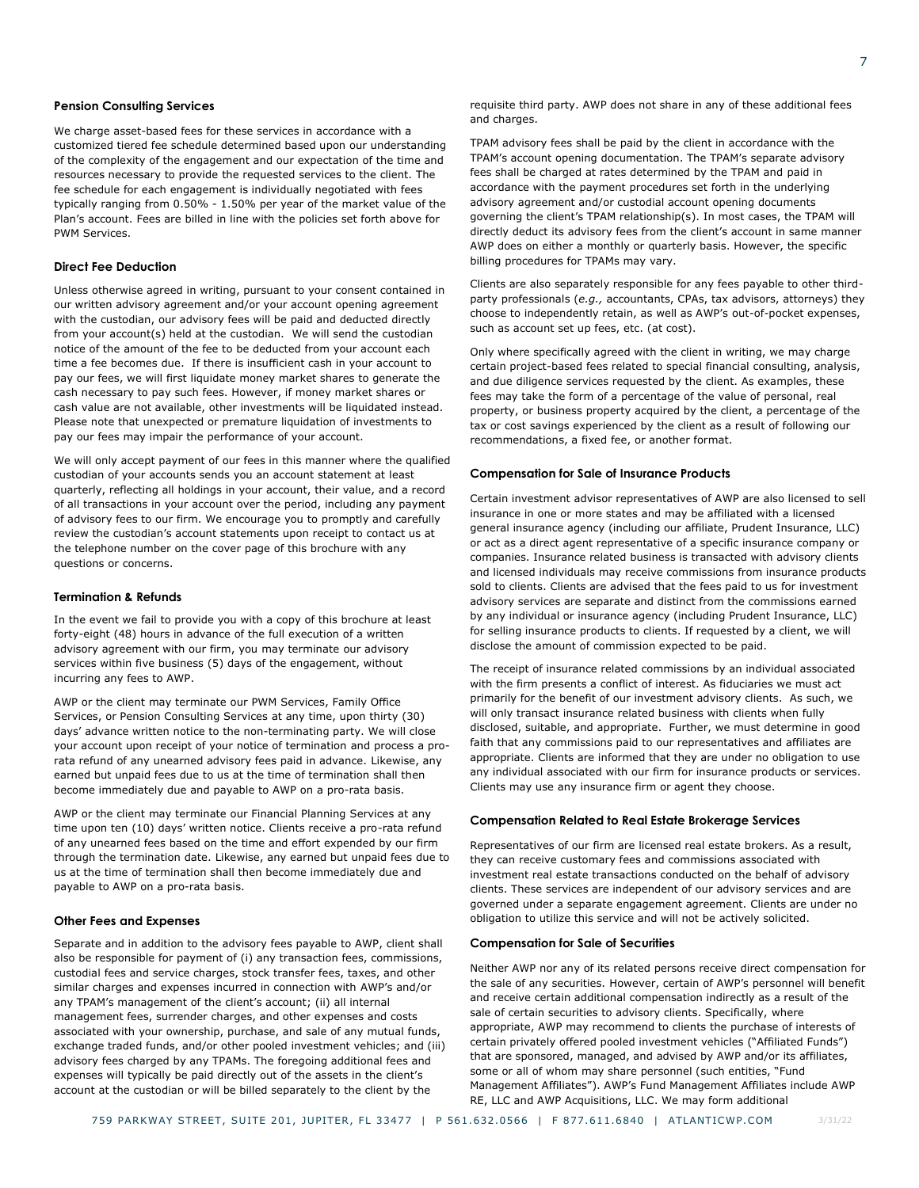### Pension Consulting Services

We charge asset-based fees for these services in accordance with a customized tiered fee schedule determined based upon our understanding of the complexity of the engagement and our expectation of the time and resources necessary to provide the requested services to the client. The fee schedule for each engagement is individually negotiated with fees typically ranging from 0.50% - 1.50% per year of the market value of the Plan's account. Fees are billed in line with the policies set forth above for PWM Services.

### Direct Fee Deduction

Unless otherwise agreed in writing, pursuant to your consent contained in our written advisory agreement and/or your account opening agreement with the custodian, our advisory fees will be paid and deducted directly from your account(s) held at the custodian. We will send the custodian notice of the amount of the fee to be deducted from your account each time a fee becomes due. If there is insufficient cash in your account to pay our fees, we will first liquidate money market shares to generate the cash necessary to pay such fees. However, if money market shares or cash value are not available, other investments will be liquidated instead. Please note that unexpected or premature liquidation of investments to pay our fees may impair the performance of your account.

We will only accept payment of our fees in this manner where the qualified custodian of your accounts sends you an account statement at least quarterly, reflecting all holdings in your account, their value, and a record of all transactions in your account over the period, including any payment of advisory fees to our firm. We encourage you to promptly and carefully review the custodian's account statements upon receipt to contact us at the telephone number on the cover page of this brochure with any questions or concerns.

### Termination & Refunds

In the event we fail to provide you with a copy of this brochure at least forty-eight (48) hours in advance of the full execution of a written advisory agreement with our firm, you may terminate our advisory services within five business (5) days of the engagement, without incurring any fees to AWP.

AWP or the client may terminate our PWM Services, Family Office Services, or Pension Consulting Services at any time, upon thirty (30) days' advance written notice to the non-terminating party. We will close your account upon receipt of your notice of termination and process a pro-rata refund of any unearned advisory fees paid in advance. Likewise, any earned but unpaid fees due to us at the time of termination shall then become immediately due and payable to AWP on a pro-rata basis.

AWP or the client may terminate our Financial Planning Services at any time upon ten (10) days' written notice. Clients receive a pro-rata refund of any unearned fees based on the time and effort expended by our firm through the termination date. Likewise, any earned but unpaid fees due to us at the time of termination shall then become immediately due and payable to AWP on a pro-rata basis.

### Other Fees and Expenses

Separate and in addition to the advisory fees payable to AWP, client shall also be responsible for payment of (i) any transaction fees, commissions, custodial fees and service charges, stock transfer fees, taxes, and other similar charges and expenses incurred in connection with AWP's and/or any TPAM's management of the client's account; (ii) all internal management fees, surrender charges, and other expenses and costs associated with your ownership, purchase, and sale of any mutual funds, exchange traded funds, and/or other pooled investment vehicles; and (iii) advisory fees charged by any TPAMs. The foregoing additional fees and expenses will typically be paid directly out of the assets in the client's account at the custodian or will be billed separately to the client by the requisite third party. AWP does not share in any of these additional fees and charges.

TPAM advisory fees shall be paid by the client in accordance with the TPAM's account opening documentation. The TPAM's separate advisory fees shall be charged at rates determined by the TPAM and paid in accordance with the payment procedures set forth in the underlying advisory agreement and/or custodial account opening documents governing the client's TPAM relationship(s). In most cases, the TPAM will directly deduct its advisory fees from the client's account in same manner AWP does on either a monthly or quarterly basis. However, the specific billing procedures for TPAMs may vary.

Clients are also separately responsible for any fees payable to other third-party professionals (*e.g.,* accountants, CPAs, tax advisors, attorneys) they choose to independently retain, as well as AWP's out-of-pocket expenses, such as account set up fees, etc. (at cost).

Only where specifically agreed with the client in writing, we may charge certain project-based fees related to special financial consulting, analysis, and due diligence services requested by the client. As examples, these fees may take the form of a percentage of the value of personal, real property, or business property acquired by the client, a percentage of the tax or cost savings experienced by the client as a result of following our recommendations, a fixed fee, or another format.

### Compensation for Sale of Insurance Products

Certain investment advisor representatives of AWP are also licensed to sell insurance in one or more states and may be affiliated with a licensed general insurance agency (including our affiliate, Prudent Insurance, LLC) or act as a direct agent representative of a specific insurance company or companies. Insurance related business is transacted with advisory clients and licensed individuals may receive commissions from insurance products sold to clients. Clients are advised that the fees paid to us for investment advisory services are separate and distinct from the commissions earned by any individual or insurance agency (including Prudent Insurance, LLC) for selling insurance products to clients. If requested by a client, we will disclose the amount of commission expected to be paid.

The receipt of insurance related commissions by an individual associated with the firm presents a conflict of interest. As fiduciaries we must act primarily for the benefit of our investment advisory clients. As such, we will only transact insurance related business with clients when fully disclosed, suitable, and appropriate. Further, we must determine in good faith that any commissions paid to our representatives and affiliates are appropriate. Clients are informed that they are under no obligation to use any individual associated with our firm for insurance products or services. Clients may use any insurance firm or agent they choose.

### Compensation Related to Real Estate Brokerage Services

Representatives of our firm are licensed real estate brokers. As a result, they can receive customary fees and commissions associated with investment real estate transactions conducted on the behalf of advisory clients. These services are independent of our advisory services and are governed under a separate engagement agreement. Clients are under no obligation to utilize this service and will not be actively solicited.

### Compensation for Sale of Securities

Neither AWP nor any of its related persons receive direct compensation for the sale of any securities. However, certain of AWP's personnel will benefit and receive certain additional compensation indirectly as a result of the sale of certain securities to advisory clients. Specifically, where appropriate, AWP may recommend to clients the purchase of interests of certain privately offered pooled investment vehicles ("Affiliated Funds") that are sponsored, managed, and advised by AWP and/or its affiliates, some or all of whom may share personnel (such entities, "Fund Management Affiliates"). AWP's Fund Management Affiliates include AWP RE, LLC and AWP Acquisitions, LLC. We may form additional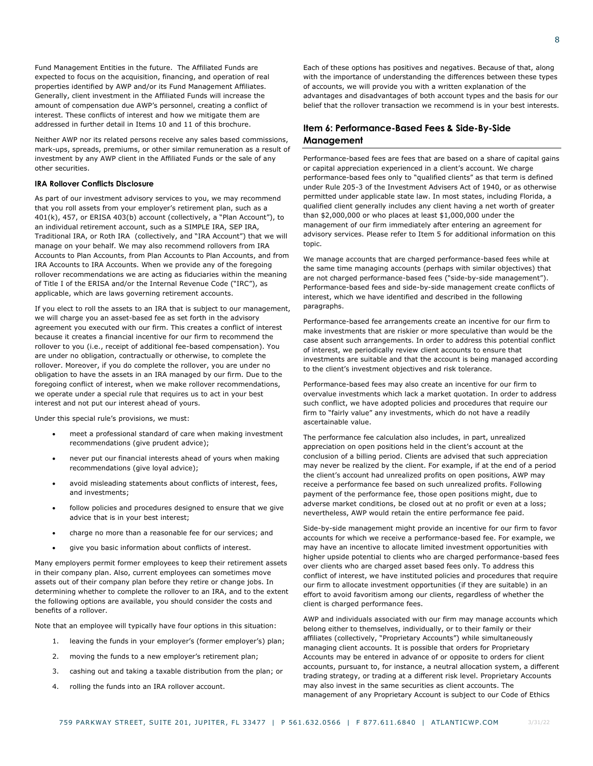Fund Management Entities in the future. The Affiliated Funds are expected to focus on the acquisition, financing, and operation of real properties identified by AWP and/or its Fund Management Affiliates. Generally, client investment in the Affiliated Funds will increase the amount of compensation due AWP's personnel, creating a conflict of interest. These conflicts of interest and how we mitigate them are addressed in further detail in Items 10 and 11 of this brochure.

Neither AWP nor its related persons receive any sales based commissions, mark-ups, spreads, premiums, or other similar remuneration as a result of investment by any AWP client in the Affiliated Funds or the sale of any other securities.

#### IRA Rollover Conflicts Disclosure

As part of our investment advisory services to you, we may recommend that you roll assets from your employer's retirement plan, such as a 401(k), 457, or ERISA 403(b) account (collectively, a "Plan Account"), to an individual retirement account, such as a SIMPLE IRA, SEP IRA, Traditional IRA, or Roth IRA (collectively, and "IRA Account") that we will manage on your behalf. We may also recommend rollovers from IRA Accounts to Plan Accounts, from Plan Accounts to Plan Accounts, and from IRA Accounts to IRA Accounts. When we provide any of the foregoing rollover recommendations we are acting as fiduciaries within the meaning of Title I of the ERISA and/or the Internal Revenue Code ("IRC"), as applicable, which are laws governing retirement accounts.

If you elect to roll the assets to an IRA that is subject to our management, we will charge you an asset-based fee as set forth in the advisory agreement you executed with our firm. This creates a conflict of interest because it creates a financial incentive for our firm to recommend the rollover to you (i.e., receipt of additional fee-based compensation). You are under no obligation, contractually or otherwise, to complete the rollover. Moreover, if you do complete the rollover, you are under no obligation to have the assets in an IRA managed by our firm. Due to the foregoing conflict of interest, when we make rollover recommendations, we operate under a special rule that requires us to act in your best interest and not put our interest ahead of yours.

Under this special rule's provisions, we must:

- meet a professional standard of care when making investment recommendations (give prudent advice);
- never put our financial interests ahead of yours when making recommendations (give loyal advice);
- avoid misleading statements about conflicts of interest, fees, and investments;
- follow policies and procedures designed to ensure that we give advice that is in your best interest;
- charge no more than a reasonable fee for our services; and
- give you basic information about conflicts of interest.

Many employers permit former employees to keep their retirement assets in their company plan. Also, current employees can sometimes move assets out of their company plan before they retire or change jobs. In determining whether to complete the rollover to an IRA, and to the extent the following options are available, you should consider the costs and benefits of a rollover.

Note that an employee will typically have four options in this situation:

1. leaving the funds in your employer's (former employer's) plan;
2. moving the funds to a new employer's retirement plan;
3. cashing out and taking a taxable distribution from the plan; or
4. rolling the funds into an IRA rollover account.

Each of these options has positives and negatives. Because of that, along with the importance of understanding the differences between these types of accounts, we will provide you with a written explanation of the advantages and disadvantages of both account types and the basis for our belief that the rollover transaction we recommend is in your best interests.

## Item 6: Performance-Based Fees & Side-By-Side Management

Performance-based fees are fees that are based on a share of capital gains or capital appreciation experienced in a client's account. We charge performance-based fees only to "qualified clients" as that term is defined under Rule 205-3 of the Investment Advisers Act of 1940, or as otherwise permitted under applicable state law. In most states, including Florida, a qualified client generally includes any client having a net worth of greater than $2,000,000 or who places at least $1,000,000 under the management of our firm immediately after entering an agreement for advisory services. Please refer to Item 5 for additional information on this topic.

We manage accounts that are charged performance-based fees while at the same time managing accounts (perhaps with similar objectives) that are not charged performance-based fees ("side-by-side management"). Performance-based fees and side-by-side management create conflicts of interest, which we have identified and described in the following paragraphs.

Performance-based fee arrangements create an incentive for our firm to make investments that are riskier or more speculative than would be the case absent such arrangements. In order to address this potential conflict of interest, we periodically review client accounts to ensure that investments are suitable and that the account is being managed according to the client's investment objectives and risk tolerance.

Performance-based fees may also create an incentive for our firm to overvalue investments which lack a market quotation. In order to address such conflict, we have adopted policies and procedures that require our firm to "fairly value" any investments, which do not have a readily ascertainable value.

The performance fee calculation also includes, in part, unrealized appreciation on open positions held in the client's account at the conclusion of a billing period. Clients are advised that such appreciation may never be realized by the client. For example, if at the end of a period the client's account had unrealized profits on open positions, AWP may receive a performance fee based on such unrealized profits. Following payment of the performance fee, those open positions might, due to adverse market conditions, be closed out at no profit or even at a loss; nevertheless, AWP would retain the entire performance fee paid.

Side-by-side management might provide an incentive for our firm to favor accounts for which we receive a performance-based fee. For example, we may have an incentive to allocate limited investment opportunities with higher upside potential to clients who are charged performance-based fees over clients who are charged asset based fees only. To address this conflict of interest, we have instituted policies and procedures that require our firm to allocate investment opportunities (if they are suitable) in an effort to avoid favoritism among our clients, regardless of whether the client is charged performance fees.

AWP and individuals associated with our firm may manage accounts which belong either to themselves, individually, or to their family or their affiliates (collectively, "Proprietary Accounts") while simultaneously managing client accounts. It is possible that orders for Proprietary Accounts may be entered in advance of or opposite to orders for client accounts, pursuant to, for instance, a neutral allocation system, a different trading strategy, or trading at a different risk level. Proprietary Accounts may also invest in the same securities as client accounts. The management of any Proprietary Account is subject to our Code of Ethics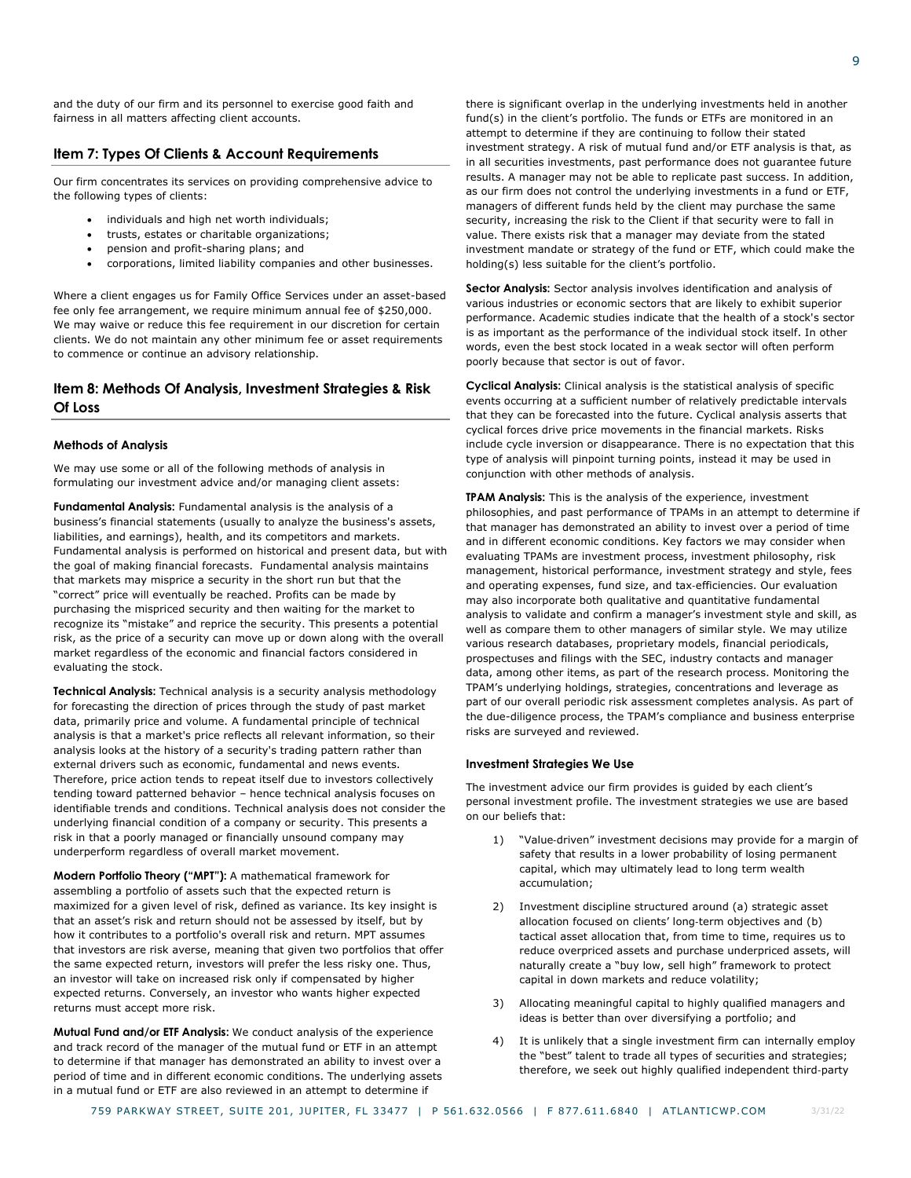and the duty of our firm and its personnel to exercise good faith and fairness in all matters affecting client accounts.

## Item 7: Types Of Clients & Account Requirements

Our firm concentrates its services on providing comprehensive advice to the following types of clients:

- individuals and high net worth individuals;
- trusts, estates or charitable organizations;
- pension and profit-sharing plans; and
- corporations, limited liability companies and other businesses.

Where a client engages us for Family Office Services under an asset-based fee only fee arrangement, we require minimum annual fee of $250,000. We may waive or reduce this fee requirement in our discretion for certain clients. We do not maintain any other minimum fee or asset requirements to commence or continue an advisory relationship.

## Item 8: Methods Of Analysis, Investment Strategies & Risk Of Loss

### Methods of Analysis

We may use some or all of the following methods of analysis in formulating our investment advice and/or managing client assets:

**Fundamental Analysis:** Fundamental analysis is the analysis of a business's financial statements (usually to analyze the business's assets, liabilities, and earnings), health, and its competitors and markets. Fundamental analysis is performed on historical and present data, but with the goal of making financial forecasts. Fundamental analysis maintains that markets may misprice a security in the short run but that the "correct" price will eventually be reached. Profits can be made by purchasing the mispriced security and then waiting for the market to recognize its "mistake" and reprice the security. This presents a potential risk, as the price of a security can move up or down along with the overall market regardless of the economic and financial factors considered in evaluating the stock.

**Technical Analysis:** Technical analysis is a security analysis methodology for forecasting the direction of prices through the study of past market data, primarily price and volume. A fundamental principle of technical analysis is that a market's price reflects all relevant information, so their analysis looks at the history of a security's trading pattern rather than external drivers such as economic, fundamental and news events. Therefore, price action tends to repeat itself due to investors collectively tending toward patterned behavior – hence technical analysis focuses on identifiable trends and conditions. Technical analysis does not consider the underlying financial condition of a company or security. This presents a risk in that a poorly managed or financially unsound company may underperform regardless of overall market movement.

**Modern Portfolio Theory ("MPT"):** A mathematical framework for assembling a portfolio of assets such that the expected return is maximized for a given level of risk, defined as variance. Its key insight is that an asset's risk and return should not be assessed by itself, but by how it contributes to a portfolio's overall risk and return. MPT assumes that investors are risk averse, meaning that given two portfolios that offer the same expected return, investors will prefer the less risky one. Thus, an investor will take on increased risk only if compensated by higher expected returns. Conversely, an investor who wants higher expected returns must accept more risk.

**Mutual Fund and/or ETF Analysis:** We conduct analysis of the experience and track record of the manager of the mutual fund or ETF in an attempt to determine if that manager has demonstrated an ability to invest over a period of time and in different economic conditions. The underlying assets in a mutual fund or ETF are also reviewed in an attempt to determine if there is significant overlap in the underlying investments held in another fund(s) in the client's portfolio. The funds or ETFs are monitored in an attempt to determine if they are continuing to follow their stated investment strategy. A risk of mutual fund and/or ETF analysis is that, as in all securities investments, past performance does not guarantee future results. A manager may not be able to replicate past success. In addition, as our firm does not control the underlying investments in a fund or ETF, managers of different funds held by the client may purchase the same security, increasing the risk to the Client if that security were to fall in value. There exists risk that a manager may deviate from the stated investment mandate or strategy of the fund or ETF, which could make the holding(s) less suitable for the client's portfolio.

**Sector Analysis:** Sector analysis involves identification and analysis of various industries or economic sectors that are likely to exhibit superior performance. Academic studies indicate that the health of a stock's sector is as important as the performance of the individual stock itself. In other words, even the best stock located in a weak sector will often perform poorly because that sector is out of favor.

**Cyclical Analysis:** Clinical analysis is the statistical analysis of specific events occurring at a sufficient number of relatively predictable intervals that they can be forecasted into the future. Cyclical analysis asserts that cyclical forces drive price movements in the financial markets. Risks include cycle inversion or disappearance. There is no expectation that this type of analysis will pinpoint turning points, instead it may be used in conjunction with other methods of analysis.

**TPAM Analysis:** This is the analysis of the experience, investment philosophies, and past performance of TPAMs in an attempt to determine if that manager has demonstrated an ability to invest over a period of time and in different economic conditions. Key factors we may consider when evaluating TPAMs are investment process, investment philosophy, risk management, historical performance, investment strategy and style, fees and operating expenses, fund size, and tax-efficiencies. Our evaluation may also incorporate both qualitative and quantitative fundamental analysis to validate and confirm a manager's investment style and skill, as well as compare them to other managers of similar style. We may utilize various research databases, proprietary models, financial periodicals, prospectuses and filings with the SEC, industry contacts and manager data, among other items, as part of the research process. Monitoring the TPAM's underlying holdings, strategies, concentrations and leverage as part of our overall periodic risk assessment completes analysis. As part of the due-diligence process, the TPAM's compliance and business enterprise risks are surveyed and reviewed.

### Investment Strategies We Use

The investment advice our firm provides is guided by each client's personal investment profile. The investment strategies we use are based on our beliefs that:

1) "Value-driven" investment decisions may provide for a margin of safety that results in a lower probability of losing permanent capital, which may ultimately lead to long term wealth accumulation;

2) Investment discipline structured around (a) strategic asset allocation focused on clients' long-term objectives and (b) tactical asset allocation that, from time to time, requires us to reduce overpriced assets and purchase underpriced assets, will naturally create a "buy low, sell high" framework to protect capital in down markets and reduce volatility;

3) Allocating meaningful capital to highly qualified managers and ideas is better than over diversifying a portfolio; and

4) It is unlikely that a single investment firm can internally employ the "best" talent to trade all types of securities and strategies; therefore, we seek out highly qualified independent third-party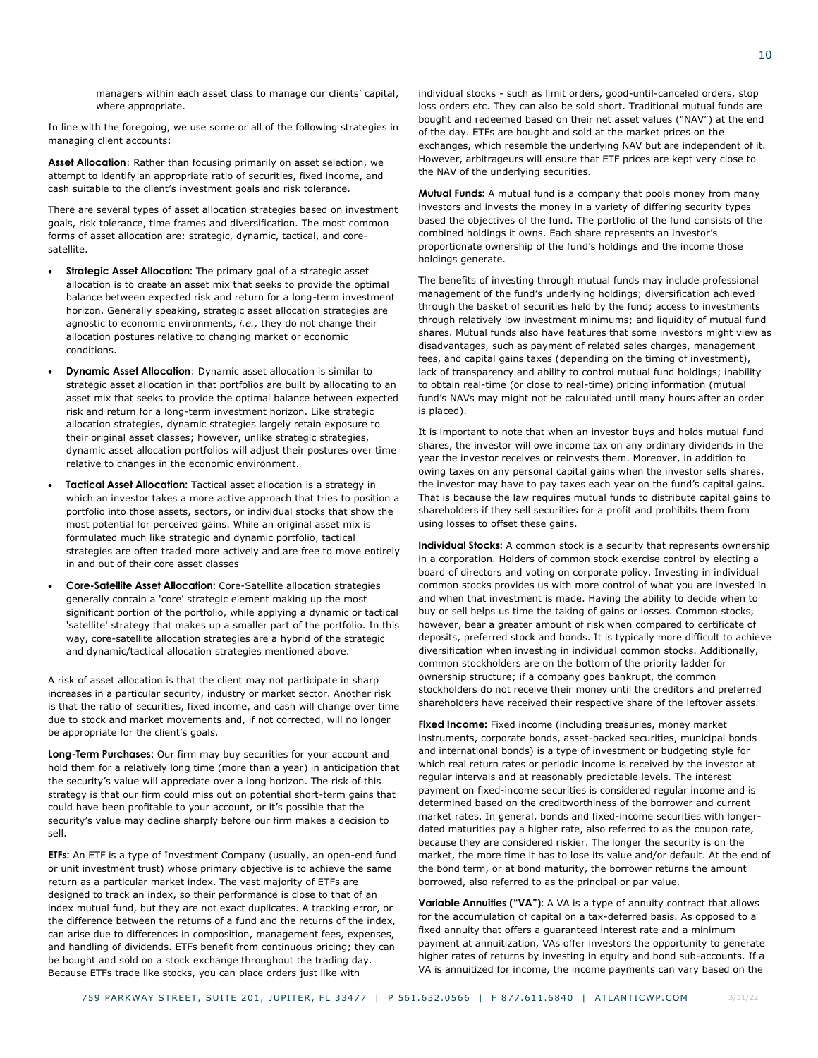managers within each asset class to manage our clients' capital, where appropriate.

In line with the foregoing, we use some or all of the following strategies in managing client accounts:

**Asset Allocation**: Rather than focusing primarily on asset selection, we attempt to identify an appropriate ratio of securities, fixed income, and cash suitable to the client's investment goals and risk tolerance.

There are several types of asset allocation strategies based on investment goals, risk tolerance, time frames and diversification. The most common forms of asset allocation are: strategic, dynamic, tactical, and core-satellite.

- **Strategic Asset Allocation:** The primary goal of a strategic asset allocation is to create an asset mix that seeks to provide the optimal balance between expected risk and return for a long-term investment horizon. Generally speaking, strategic asset allocation strategies are agnostic to economic environments, *i.e.,* they do not change their allocation postures relative to changing market or economic conditions.
- **Dynamic Asset Allocation**: Dynamic asset allocation is similar to strategic asset allocation in that portfolios are built by allocating to an asset mix that seeks to provide the optimal balance between expected risk and return for a long-term investment horizon. Like strategic allocation strategies, dynamic strategies largely retain exposure to their original asset classes; however, unlike strategic strategies, dynamic asset allocation portfolios will adjust their postures over time relative to changes in the economic environment.
- **Tactical Asset Allocation:** Tactical asset allocation is a strategy in which an investor takes a more active approach that tries to position a portfolio into those assets, sectors, or individual stocks that show the most potential for perceived gains. While an original asset mix is formulated much like strategic and dynamic portfolio, tactical strategies are often traded more actively and are free to move entirely in and out of their core asset classes
- **Core-Satellite Asset Allocation:** Core-Satellite allocation strategies generally contain a 'core' strategic element making up the most significant portion of the portfolio, while applying a dynamic or tactical 'satellite' strategy that makes up a smaller part of the portfolio. In this way, core-satellite allocation strategies are a hybrid of the strategic and dynamic/tactical allocation strategies mentioned above.

A risk of asset allocation is that the client may not participate in sharp increases in a particular security, industry or market sector. Another risk is that the ratio of securities, fixed income, and cash will change over time due to stock and market movements and, if not corrected, will no longer be appropriate for the client's goals.

**Long-Term Purchases:** Our firm may buy securities for your account and hold them for a relatively long time (more than a year) in anticipation that the security's value will appreciate over a long horizon. The risk of this strategy is that our firm could miss out on potential short-term gains that could have been profitable to your account, or it's possible that the security's value may decline sharply before our firm makes a decision to sell.

**ETFs:** An ETF is a type of Investment Company (usually, an open-end fund or unit investment trust) whose primary objective is to achieve the same return as a particular market index. The vast majority of ETFs are designed to track an index, so their performance is close to that of an index mutual fund, but they are not exact duplicates. A tracking error, or the difference between the returns of a fund and the returns of the index, can arise due to differences in composition, management fees, expenses, and handling of dividends. ETFs benefit from continuous pricing; they can be bought and sold on a stock exchange throughout the trading day. Because ETFs trade like stocks, you can place orders just like with individual stocks - such as limit orders, good-until-canceled orders, stop loss orders etc. They can also be sold short. Traditional mutual funds are bought and redeemed based on their net asset values ("NAV") at the end of the day. ETFs are bought and sold at the market prices on the exchanges, which resemble the underlying NAV but are independent of it. However, arbitrageurs will ensure that ETF prices are kept very close to the NAV of the underlying securities.

**Mutual Funds:** A mutual fund is a company that pools money from many investors and invests the money in a variety of differing security types based the objectives of the fund. The portfolio of the fund consists of the combined holdings it owns. Each share represents an investor's proportionate ownership of the fund's holdings and the income those holdings generate.

The benefits of investing through mutual funds may include professional management of the fund's underlying holdings; diversification achieved through the basket of securities held by the fund; access to investments through relatively low investment minimums; and liquidity of mutual fund shares. Mutual funds also have features that some investors might view as disadvantages, such as payment of related sales charges, management fees, and capital gains taxes (depending on the timing of investment), lack of transparency and ability to control mutual fund holdings; inability to obtain real-time (or close to real-time) pricing information (mutual fund's NAVs may might not be calculated until many hours after an order is placed).

It is important to note that when an investor buys and holds mutual fund shares, the investor will owe income tax on any ordinary dividends in the year the investor receives or reinvests them. Moreover, in addition to owing taxes on any personal capital gains when the investor sells shares, the investor may have to pay taxes each year on the fund's capital gains. That is because the law requires mutual funds to distribute capital gains to shareholders if they sell securities for a profit and prohibits them from using losses to offset these gains.

**Individual Stocks:** A common stock is a security that represents ownership in a corporation. Holders of common stock exercise control by electing a board of directors and voting on corporate policy. Investing in individual common stocks provides us with more control of what you are invested in and when that investment is made. Having the ability to decide when to buy or sell helps us time the taking of gains or losses. Common stocks, however, bear a greater amount of risk when compared to certificate of deposits, preferred stock and bonds. It is typically more difficult to achieve diversification when investing in individual common stocks. Additionally, common stockholders are on the bottom of the priority ladder for ownership structure; if a company goes bankrupt, the common stockholders do not receive their money until the creditors and preferred shareholders have received their respective share of the leftover assets.

**Fixed Income:** Fixed income (including treasuries, money market instruments, corporate bonds, asset-backed securities, municipal bonds and international bonds) is a type of investment or budgeting style for which real return rates or periodic income is received by the investor at regular intervals and at reasonably predictable levels. The interest payment on fixed-income securities is considered regular income and is determined based on the creditworthiness of the borrower and current market rates. In general, bonds and fixed-income securities with longer-dated maturities pay a higher rate, also referred to as the coupon rate, because they are considered riskier. The longer the security is on the market, the more time it has to lose its value and/or default. At the end of the bond term, or at bond maturity, the borrower returns the amount borrowed, also referred to as the principal or par value.

**Variable Annuities ("VA"):** A VA is a type of annuity contract that allows for the accumulation of capital on a tax-deferred basis. As opposed to a fixed annuity that offers a guaranteed interest rate and a minimum payment at annuitization, VAs offer investors the opportunity to generate higher rates of returns by investing in equity and bond sub-accounts. If a VA is annuitized for income, the income payments can vary based on the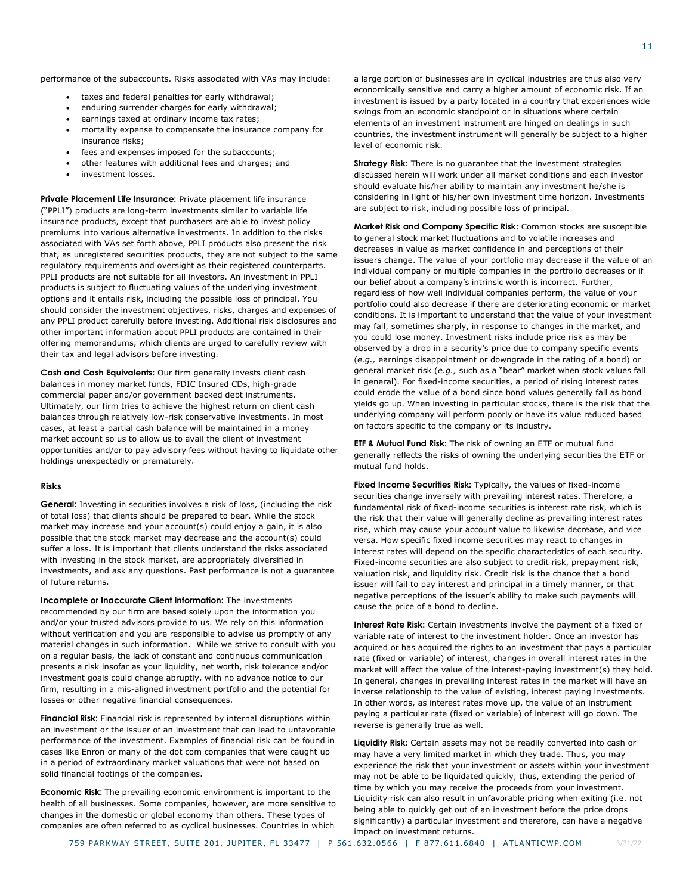performance of the subaccounts. Risks associated with VAs may include:

- taxes and federal penalties for early withdrawal;
- enduring surrender charges for early withdrawal;
- earnings taxed at ordinary income tax rates;
- mortality expense to compensate the insurance company for insurance risks;
- fees and expenses imposed for the subaccounts;
- other features with additional fees and charges; and
- investment losses.

**Private Placement Life Insurance:** Private placement life insurance ("PPLI") products are long-term investments similar to variable life insurance products, except that purchasers are able to invest policy premiums into various alternative investments. In addition to the risks associated with VAs set forth above, PPLI products also present the risk that, as unregistered securities products, they are not subject to the same regulatory requirements and oversight as their registered counterparts. PPLI products are not suitable for all investors. An investment in PPLI products is subject to fluctuating values of the underlying investment options and it entails risk, including the possible loss of principal. You should consider the investment objectives, risks, charges and expenses of any PPLI product carefully before investing. Additional risk disclosures and other important information about PPLI products are contained in their offering memorandums, which clients are urged to carefully review with their tax and legal advisors before investing.

**Cash and Cash Equivalents:** Our firm generally invests client cash balances in money market funds, FDIC Insured CDs, high-grade commercial paper and/or government backed debt instruments. Ultimately, our firm tries to achieve the highest return on client cash balances through relatively low-risk conservative investments. In most cases, at least a partial cash balance will be maintained in a money market account so us to allow us to avail the client of investment opportunities and/or to pay advisory fees without having to liquidate other holdings unexpectedly or prematurely.

**Risks**

**General:** Investing in securities involves a risk of loss, (including the risk of total loss) that clients should be prepared to bear. While the stock market may increase and your account(s) could enjoy a gain, it is also possible that the stock market may decrease and the account(s) could suffer a loss. It is important that clients understand the risks associated with investing in the stock market, are appropriately diversified in investments, and ask any questions. Past performance is not a guarantee of future returns.

**Incomplete or Inaccurate Client Information:** The investments recommended by our firm are based solely upon the information you and/or your trusted advisors provide to us. We rely on this information without verification and you are responsible to advise us promptly of any material changes in such information. While we strive to consult with you on a regular basis, the lack of constant and continuous communication presents a risk insofar as your liquidity, net worth, risk tolerance and/or investment goals could change abruptly, with no advance notice to our firm, resulting in a mis-aligned investment portfolio and the potential for losses or other negative financial consequences.

**Financial Risk:** Financial risk is represented by internal disruptions within an investment or the issuer of an investment that can lead to unfavorable performance of the investment. Examples of financial risk can be found in cases like Enron or many of the dot com companies that were caught up in a period of extraordinary market valuations that were not based on solid financial footings of the companies.

**Economic Risk:** The prevailing economic environment is important to the health of all businesses. Some companies, however, are more sensitive to changes in the domestic or global economy than others. These types of companies are often referred to as cyclical businesses. Countries in which a large portion of businesses are in cyclical industries are thus also very economically sensitive and carry a higher amount of economic risk. If an investment is issued by a party located in a country that experiences wide swings from an economic standpoint or in situations where certain elements of an investment instrument are hinged on dealings in such countries, the investment instrument will generally be subject to a higher level of economic risk.

**Strategy Risk:** There is no guarantee that the investment strategies discussed herein will work under all market conditions and each investor should evaluate his/her ability to maintain any investment he/she is considering in light of his/her own investment time horizon. Investments are subject to risk, including possible loss of principal.

**Market Risk and Company Specific Risk:** Common stocks are susceptible to general stock market fluctuations and to volatile increases and decreases in value as market confidence in and perceptions of their issuers change. The value of your portfolio may decrease if the value of an individual company or multiple companies in the portfolio decreases or if our belief about a company's intrinsic worth is incorrect. Further, regardless of how well individual companies perform, the value of your portfolio could also decrease if there are deteriorating economic or market conditions. It is important to understand that the value of your investment may fall, sometimes sharply, in response to changes in the market, and you could lose money. Investment risks include price risk as may be observed by a drop in a security's price due to company specific events (*e.g.,* earnings disappointment or downgrade in the rating of a bond) or general market risk (*e.g.,* such as a "bear" market when stock values fall in general). For fixed-income securities, a period of rising interest rates could erode the value of a bond since bond values generally fall as bond yields go up. When investing in particular stocks, there is the risk that the underlying company will perform poorly or have its value reduced based on factors specific to the company or its industry.

**ETF & Mutual Fund Risk:** The risk of owning an ETF or mutual fund generally reflects the risks of owning the underlying securities the ETF or mutual fund holds.

**Fixed Income Securities Risk:** Typically, the values of fixed-income securities change inversely with prevailing interest rates. Therefore, a fundamental risk of fixed-income securities is interest rate risk, which is the risk that their value will generally decline as prevailing interest rates rise, which may cause your account value to likewise decrease, and vice versa. How specific fixed income securities may react to changes in interest rates will depend on the specific characteristics of each security. Fixed-income securities are also subject to credit risk, prepayment risk, valuation risk, and liquidity risk. Credit risk is the chance that a bond issuer will fail to pay interest and principal in a timely manner, or that negative perceptions of the issuer's ability to make such payments will cause the price of a bond to decline.

**Interest Rate Risk:** Certain investments involve the payment of a fixed or variable rate of interest to the investment holder. Once an investor has acquired or has acquired the rights to an investment that pays a particular rate (fixed or variable) of interest, changes in overall interest rates in the market will affect the value of the interest-paying investment(s) they hold. In general, changes in prevailing interest rates in the market will have an inverse relationship to the value of existing, interest paying investments. In other words, as interest rates move up, the value of an instrument paying a particular rate (fixed or variable) of interest will go down. The reverse is generally true as well.

**Liquidity Risk:** Certain assets may not be readily converted into cash or may have a very limited market in which they trade. Thus, you may experience the risk that your investment or assets within your investment may not be able to be liquidated quickly, thus, extending the period of time by which you may receive the proceeds from your investment. Liquidity risk can also result in unfavorable pricing when exiting (i.e. not being able to quickly get out of an investment before the price drops significantly) a particular investment and therefore, can have a negative impact on investment returns.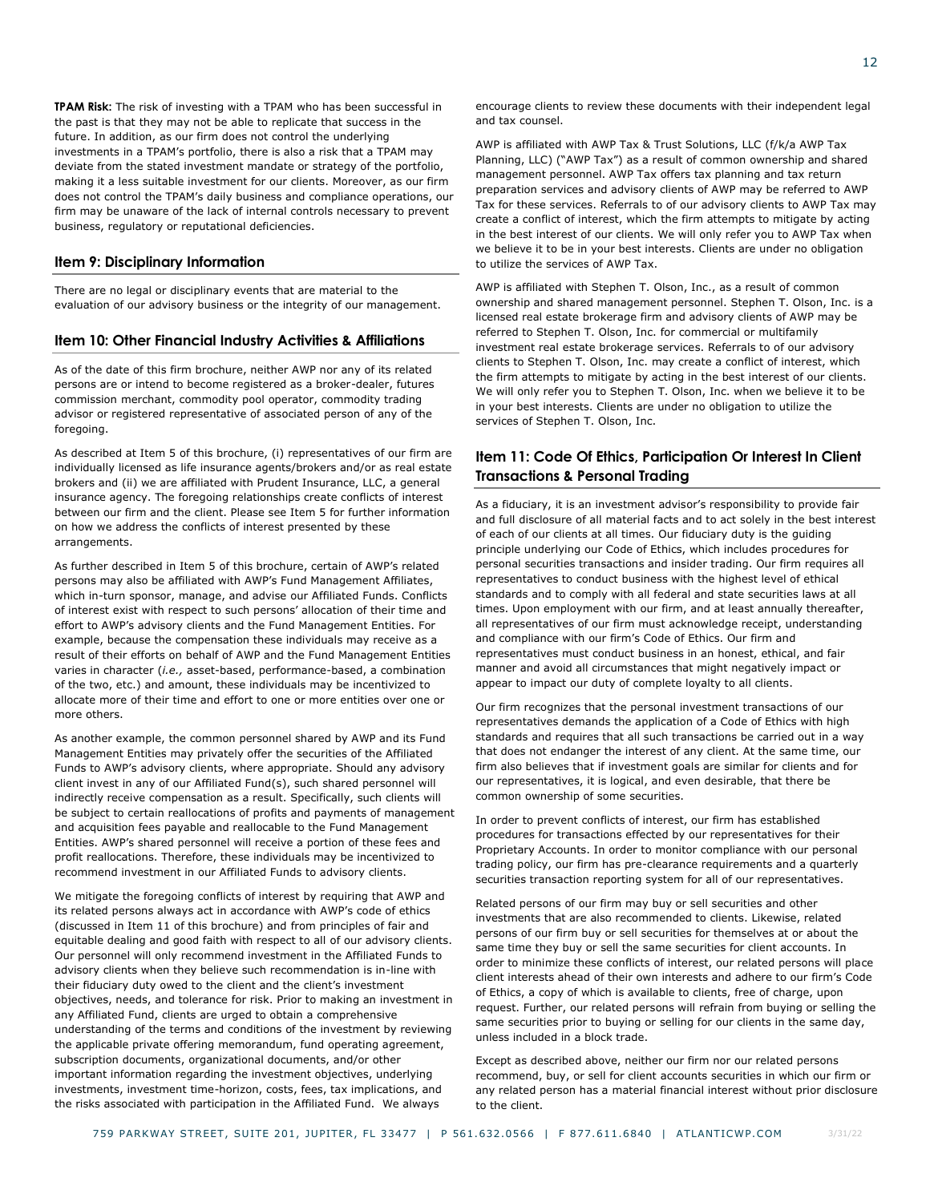**TPAM Risk:** The risk of investing with a TPAM who has been successful in the past is that they may not be able to replicate that success in the future. In addition, as our firm does not control the underlying investments in a TPAM's portfolio, there is also a risk that a TPAM may deviate from the stated investment mandate or strategy of the portfolio, making it a less suitable investment for our clients. Moreover, as our firm does not control the TPAM's daily business and compliance operations, our firm may be unaware of the lack of internal controls necessary to prevent business, regulatory or reputational deficiencies.

## Item 9: Disciplinary Information

There are no legal or disciplinary events that are material to the evaluation of our advisory business or the integrity of our management.

## Item 10: Other Financial Industry Activities & Affiliations

As of the date of this firm brochure, neither AWP nor any of its related persons are or intend to become registered as a broker-dealer, futures commission merchant, commodity pool operator, commodity trading advisor or registered representative of associated person of any of the foregoing.

As described at Item 5 of this brochure, (i) representatives of our firm are individually licensed as life insurance agents/brokers and/or as real estate brokers and (ii) we are affiliated with Prudent Insurance, LLC, a general insurance agency. The foregoing relationships create conflicts of interest between our firm and the client. Please see Item 5 for further information on how we address the conflicts of interest presented by these arrangements.

As further described in Item 5 of this brochure, certain of AWP's related persons may also be affiliated with AWP's Fund Management Affiliates, which in-turn sponsor, manage, and advise our Affiliated Funds. Conflicts of interest exist with respect to such persons' allocation of their time and effort to AWP's advisory clients and the Fund Management Entities. For example, because the compensation these individuals may receive as a result of their efforts on behalf of AWP and the Fund Management Entities varies in character (*i.e.,* asset-based, performance-based, a combination of the two, etc.) and amount, these individuals may be incentivized to allocate more of their time and effort to one or more entities over one or more others.

As another example, the common personnel shared by AWP and its Fund Management Entities may privately offer the securities of the Affiliated Funds to AWP's advisory clients, where appropriate. Should any advisory client invest in any of our Affiliated Fund(s), such shared personnel will indirectly receive compensation as a result. Specifically, such clients will be subject to certain reallocations of profits and payments of management and acquisition fees payable and reallocable to the Fund Management Entities. AWP's shared personnel will receive a portion of these fees and profit reallocations. Therefore, these individuals may be incentivized to recommend investment in our Affiliated Funds to advisory clients.

We mitigate the foregoing conflicts of interest by requiring that AWP and its related persons always act in accordance with AWP's code of ethics (discussed in Item 11 of this brochure) and from principles of fair and equitable dealing and good faith with respect to all of our advisory clients. Our personnel will only recommend investment in the Affiliated Funds to advisory clients when they believe such recommendation is in-line with their fiduciary duty owed to the client and the client's investment objectives, needs, and tolerance for risk. Prior to making an investment in any Affiliated Fund, clients are urged to obtain a comprehensive understanding of the terms and conditions of the investment by reviewing the applicable private offering memorandum, fund operating agreement, subscription documents, organizational documents, and/or other important information regarding the investment objectives, underlying investments, investment time-horizon, costs, fees, tax implications, and the risks associated with participation in the Affiliated Fund. We always encourage clients to review these documents with their independent legal and tax counsel.

AWP is affiliated with AWP Tax & Trust Solutions, LLC (f/k/a AWP Tax Planning, LLC) ("AWP Tax") as a result of common ownership and shared management personnel. AWP Tax offers tax planning and tax return preparation services and advisory clients of AWP may be referred to AWP Tax for these services. Referrals to of our advisory clients to AWP Tax may create a conflict of interest, which the firm attempts to mitigate by acting in the best interest of our clients. We will only refer you to AWP Tax when we believe it to be in your best interests. Clients are under no obligation to utilize the services of AWP Tax.

AWP is affiliated with Stephen T. Olson, Inc., as a result of common ownership and shared management personnel. Stephen T. Olson, Inc. is a licensed real estate brokerage firm and advisory clients of AWP may be referred to Stephen T. Olson, Inc. for commercial or multifamily investment real estate brokerage services. Referrals to of our advisory clients to Stephen T. Olson, Inc. may create a conflict of interest, which the firm attempts to mitigate by acting in the best interest of our clients. We will only refer you to Stephen T. Olson, Inc. when we believe it to be in your best interests. Clients are under no obligation to utilize the services of Stephen T. Olson, Inc.

## Item 11: Code Of Ethics, Participation Or Interest In Client Transactions & Personal Trading

As a fiduciary, it is an investment advisor's responsibility to provide fair and full disclosure of all material facts and to act solely in the best interest of each of our clients at all times. Our fiduciary duty is the guiding principle underlying our Code of Ethics, which includes procedures for personal securities transactions and insider trading. Our firm requires all representatives to conduct business with the highest level of ethical standards and to comply with all federal and state securities laws at all times. Upon employment with our firm, and at least annually thereafter, all representatives of our firm must acknowledge receipt, understanding and compliance with our firm's Code of Ethics. Our firm and representatives must conduct business in an honest, ethical, and fair manner and avoid all circumstances that might negatively impact or appear to impact our duty of complete loyalty to all clients.

Our firm recognizes that the personal investment transactions of our representatives demands the application of a Code of Ethics with high standards and requires that all such transactions be carried out in a way that does not endanger the interest of any client. At the same time, our firm also believes that if investment goals are similar for clients and for our representatives, it is logical, and even desirable, that there be common ownership of some securities.

In order to prevent conflicts of interest, our firm has established procedures for transactions effected by our representatives for their Proprietary Accounts. In order to monitor compliance with our personal trading policy, our firm has pre-clearance requirements and a quarterly securities transaction reporting system for all of our representatives.

Related persons of our firm may buy or sell securities and other investments that are also recommended to clients. Likewise, related persons of our firm buy or sell securities for themselves at or about the same time they buy or sell the same securities for client accounts. In order to minimize these conflicts of interest, our related persons will place client interests ahead of their own interests and adhere to our firm's Code of Ethics, a copy of which is available to clients, free of charge, upon request. Further, our related persons will refrain from buying or selling the same securities prior to buying or selling for our clients in the same day, unless included in a block trade.

Except as described above, neither our firm nor our related persons recommend, buy, or sell for client accounts securities in which our firm or any related person has a material financial interest without prior disclosure to the client.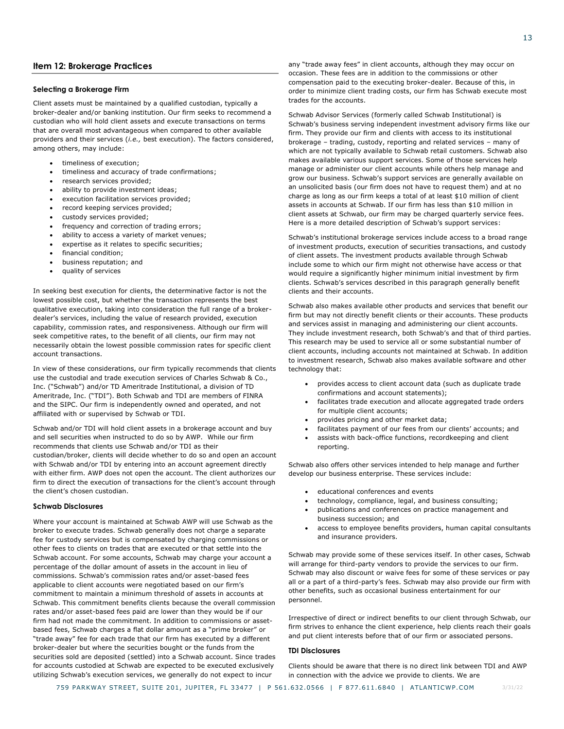## Item 12: Brokerage Practices

### Selecting a Brokerage Firm

Client assets must be maintained by a qualified custodian, typically a broker-dealer and/or banking institution. Our firm seeks to recommend a custodian who will hold client assets and execute transactions on terms that are overall most advantageous when compared to other available providers and their services (*i.e.,* best execution). The factors considered, among others, may include:

- timeliness of execution;
- timeliness and accuracy of trade confirmations;
- research services provided;
- ability to provide investment ideas;
- execution facilitation services provided;
- record keeping services provided;
- custody services provided;
- frequency and correction of trading errors;
- ability to access a variety of market venues;
- expertise as it relates to specific securities;
- financial condition;
- business reputation; and
- quality of services

In seeking best execution for clients, the determinative factor is not the lowest possible cost, but whether the transaction represents the best qualitative execution, taking into consideration the full range of a broker-dealer's services, including the value of research provided, execution capability, commission rates, and responsiveness. Although our firm will seek competitive rates, to the benefit of all clients, our firm may not necessarily obtain the lowest possible commission rates for specific client account transactions.

In view of these considerations, our firm typically recommends that clients use the custodial and trade execution services of Charles Schwab & Co., Inc. ("Schwab") and/or TD Ameritrade Institutional, a division of TD Ameritrade, Inc. ("TDI"). Both Schwab and TDI are members of FINRA and the SIPC. Our firm is independently owned and operated, and not affiliated with or supervised by Schwab or TDI.

Schwab and/or TDI will hold client assets in a brokerage account and buy and sell securities when instructed to do so by AWP. While our firm recommends that clients use Schwab and/or TDI as their custodian/broker, clients will decide whether to do so and open an account with Schwab and/or TDI by entering into an account agreement directly with either firm. AWP does not open the account. The client authorizes our firm to direct the execution of transactions for the client's account through the client's chosen custodian.

### Schwab Disclosures

Where your account is maintained at Schwab AWP will use Schwab as the broker to execute trades. Schwab generally does not charge a separate fee for custody services but is compensated by charging commissions or other fees to clients on trades that are executed or that settle into the Schwab account. For some accounts, Schwab may charge your account a percentage of the dollar amount of assets in the account in lieu of commissions. Schwab's commission rates and/or asset-based fees applicable to client accounts were negotiated based on our firm's commitment to maintain a minimum threshold of assets in accounts at Schwab. This commitment benefits clients because the overall commission rates and/or asset-based fees paid are lower than they would be if our firm had not made the commitment. In addition to commissions or asset-based fees, Schwab charges a flat dollar amount as a "prime broker" or "trade away" fee for each trade that our firm has executed by a different broker-dealer but where the securities bought or the funds from the securities sold are deposited (settled) into a Schwab account. Since trades for accounts custodied at Schwab are expected to be executed exclusively utilizing Schwab's execution services, we generally do not expect to incur any "trade away fees" in client accounts, although they may occur on occasion. These fees are in addition to the commissions or other compensation paid to the executing broker-dealer. Because of this, in order to minimize client trading costs, our firm has Schwab execute most trades for the accounts.

Schwab Advisor Services (formerly called Schwab Institutional) is Schwab's business serving independent investment advisory firms like our firm. They provide our firm and clients with access to its institutional brokerage – trading, custody, reporting and related services – many of which are not typically available to Schwab retail customers. Schwab also makes available various support services. Some of those services help manage or administer our client accounts while others help manage and grow our business. Schwab's support services are generally available on an unsolicited basis (our firm does not have to request them) and at no charge as long as our firm keeps a total of at least $10 million of client assets in accounts at Schwab. If our firm has less than $10 million in client assets at Schwab, our firm may be charged quarterly service fees. Here is a more detailed description of Schwab's support services:

Schwab's institutional brokerage services include access to a broad range of investment products, execution of securities transactions, and custody of client assets. The investment products available through Schwab include some to which our firm might not otherwise have access or that would require a significantly higher minimum initial investment by firm clients. Schwab's services described in this paragraph generally benefit clients and their accounts.

Schwab also makes available other products and services that benefit our firm but may not directly benefit clients or their accounts. These products and services assist in managing and administering our client accounts. They include investment research, both Schwab's and that of third parties. This research may be used to service all or some substantial number of client accounts, including accounts not maintained at Schwab. In addition to investment research, Schwab also makes available software and other technology that:

- provides access to client account data (such as duplicate trade confirmations and account statements);
- facilitates trade execution and allocate aggregated trade orders for multiple client accounts;
- provides pricing and other market data;
- facilitates payment of our fees from our clients' accounts; and
- assists with back-office functions, recordkeeping and client reporting.

Schwab also offers other services intended to help manage and further develop our business enterprise. These services include:

- educational conferences and events
- technology, compliance, legal, and business consulting;
- publications and conferences on practice management and business succession; and
- access to employee benefits providers, human capital consultants and insurance providers.

Schwab may provide some of these services itself. In other cases, Schwab will arrange for third-party vendors to provide the services to our firm. Schwab may also discount or waive fees for some of these services or pay all or a part of a third-party's fees. Schwab may also provide our firm with other benefits, such as occasional business entertainment for our personnel.

Irrespective of direct or indirect benefits to our client through Schwab, our firm strives to enhance the client experience, help clients reach their goals and put client interests before that of our firm or associated persons.

### TDI Disclosures

Clients should be aware that there is no direct link between TDI and AWP in connection with the advice we provide to clients. We are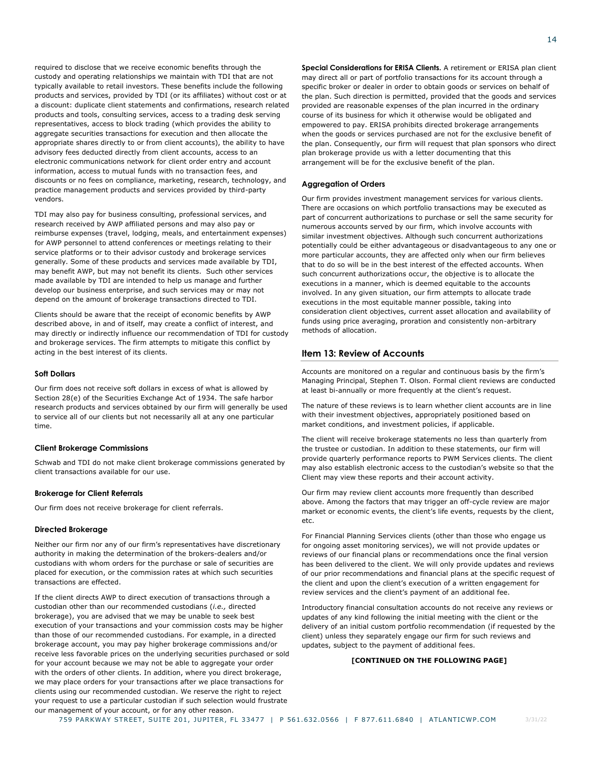required to disclose that we receive economic benefits through the custody and operating relationships we maintain with TDI that are not typically available to retail investors. These benefits include the following products and services, provided by TDI (or its affiliates) without cost or at a discount: duplicate client statements and confirmations, research related products and tools, consulting services, access to a trading desk serving representatives, access to block trading (which provides the ability to aggregate securities transactions for execution and then allocate the appropriate shares directly to or from client accounts), the ability to have advisory fees deducted directly from client accounts, access to an electronic communications network for client order entry and account information, access to mutual funds with no transaction fees, and discounts or no fees on compliance, marketing, research, technology, and practice management products and services provided by third-party vendors.

TDI may also pay for business consulting, professional services, and research received by AWP affiliated persons and may also pay or reimburse expenses (travel, lodging, meals, and entertainment expenses) for AWP personnel to attend conferences or meetings relating to their service platforms or to their advisor custody and brokerage services generally. Some of these products and services made available by TDI, may benefit AWP, but may not benefit its clients. Such other services made available by TDI are intended to help us manage and further develop our business enterprise, and such services may or may not depend on the amount of brokerage transactions directed to TDI.

Clients should be aware that the receipt of economic benefits by AWP described above, in and of itself, may create a conflict of interest, and may directly or indirectly influence our recommendation of TDI for custody and brokerage services. The firm attempts to mitigate this conflict by acting in the best interest of its clients.

### Soft Dollars

Our firm does not receive soft dollars in excess of what is allowed by Section 28(e) of the Securities Exchange Act of 1934. The safe harbor research products and services obtained by our firm will generally be used to service all of our clients but not necessarily all at any one particular time.

### Client Brokerage Commissions

Schwab and TDI do not make client brokerage commissions generated by client transactions available for our use.

### Brokerage for Client Referrals

Our firm does not receive brokerage for client referrals.

### Directed Brokerage

Neither our firm nor any of our firm's representatives have discretionary authority in making the determination of the brokers-dealers and/or custodians with whom orders for the purchase or sale of securities are placed for execution, or the commission rates at which such securities transactions are effected.

If the client directs AWP to direct execution of transactions through a custodian other than our recommended custodians (*i.e.,* directed brokerage), you are advised that we may be unable to seek best execution of your transactions and your commission costs may be higher than those of our recommended custodians. For example, in a directed brokerage account, you may pay higher brokerage commissions and/or receive less favorable prices on the underlying securities purchased or sold for your account because we may not be able to aggregate your order with the orders of other clients. In addition, where you direct brokerage, we may place orders for your transactions after we place transactions for clients using our recommended custodian. We reserve the right to reject your request to use a particular custodian if such selection would frustrate our management of your account, or for any other reason.

**Special Considerations for ERISA Clients.** A retirement or ERISA plan client may direct all or part of portfolio transactions for its account through a specific broker or dealer in order to obtain goods or services on behalf of the plan. Such direction is permitted, provided that the goods and services provided are reasonable expenses of the plan incurred in the ordinary course of its business for which it otherwise would be obligated and empowered to pay. ERISA prohibits directed brokerage arrangements when the goods or services purchased are not for the exclusive benefit of the plan. Consequently, our firm will request that plan sponsors who direct plan brokerage provide us with a letter documenting that this arrangement will be for the exclusive benefit of the plan.

### Aggregation of Orders

Our firm provides investment management services for various clients. There are occasions on which portfolio transactions may be executed as part of concurrent authorizations to purchase or sell the same security for numerous accounts served by our firm, which involve accounts with similar investment objectives. Although such concurrent authorizations potentially could be either advantageous or disadvantageous to any one or more particular accounts, they are affected only when our firm believes that to do so will be in the best interest of the effected accounts. When such concurrent authorizations occur, the objective is to allocate the executions in a manner, which is deemed equitable to the accounts involved. In any given situation, our firm attempts to allocate trade executions in the most equitable manner possible, taking into consideration client objectives, current asset allocation and availability of funds using price averaging, proration and consistently non-arbitrary methods of allocation.

## Item 13: Review of Accounts

Accounts are monitored on a regular and continuous basis by the firm's Managing Principal, Stephen T. Olson. Formal client reviews are conducted at least bi-annually or more frequently at the client's request.

The nature of these reviews is to learn whether client accounts are in line with their investment objectives, appropriately positioned based on market conditions, and investment policies, if applicable.

The client will receive brokerage statements no less than quarterly from the trustee or custodian. In addition to these statements, our firm will provide quarterly performance reports to PWM Services clients. The client may also establish electronic access to the custodian's website so that the Client may view these reports and their account activity.

Our firm may review client accounts more frequently than described above. Among the factors that may trigger an off-cycle review are major market or economic events, the client's life events, requests by the client, etc.

For Financial Planning Services clients (other than those who engage us for ongoing asset monitoring services), we will not provide updates or reviews of our financial plans or recommendations once the final version has been delivered to the client. We will only provide updates and reviews of our prior recommendations and financial plans at the specific request of the client and upon the client's execution of a written engagement for review services and the client's payment of an additional fee.

Introductory financial consultation accounts do not receive any reviews or updates of any kind following the initial meeting with the client or the delivery of an initial custom portfolio recommendation (if requested by the client) unless they separately engage our firm for such reviews and updates, subject to the payment of additional fees.

**[CONTINUED ON THE FOLLOWING PAGE]**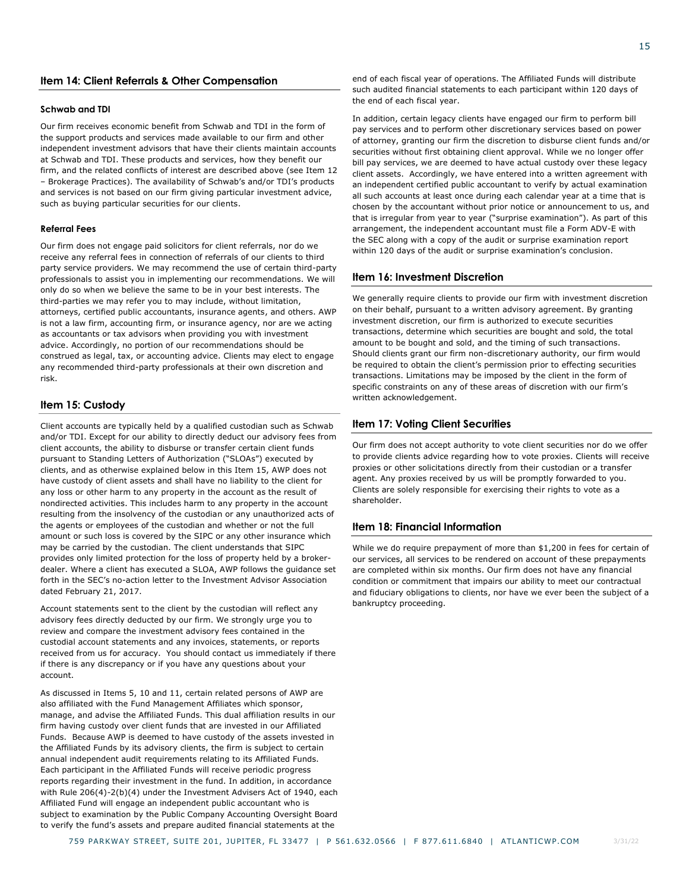## Item 14: Client Referrals & Other Compensation

#### Schwab and TDI

Our firm receives economic benefit from Schwab and TDI in the form of the support products and services made available to our firm and other independent investment advisors that have their clients maintain accounts at Schwab and TDI. These products and services, how they benefit our firm, and the related conflicts of interest are described above (see Item 12 – Brokerage Practices). The availability of Schwab's and/or TDI's products and services is not based on our firm giving particular investment advice, such as buying particular securities for our clients.

#### Referral Fees

Our firm does not engage paid solicitors for client referrals, nor do we receive any referral fees in connection of referrals of our clients to third party service providers. We may recommend the use of certain third-party professionals to assist you in implementing our recommendations. We will only do so when we believe the same to be in your best interests. The third-parties we may refer you to may include, without limitation, attorneys, certified public accountants, insurance agents, and others. AWP is not a law firm, accounting firm, or insurance agency, nor are we acting as accountants or tax advisors when providing you with investment advice. Accordingly, no portion of our recommendations should be construed as legal, tax, or accounting advice. Clients may elect to engage any recommended third-party professionals at their own discretion and risk.

## Item 15: Custody

Client accounts are typically held by a qualified custodian such as Schwab and/or TDI. Except for our ability to directly deduct our advisory fees from client accounts, the ability to disburse or transfer certain client funds pursuant to Standing Letters of Authorization ("SLOAs") executed by clients, and as otherwise explained below in this Item 15, AWP does not have custody of client assets and shall have no liability to the client for any loss or other harm to any property in the account as the result of nondirected activities. This includes harm to any property in the account resulting from the insolvency of the custodian or any unauthorized acts of the agents or employees of the custodian and whether or not the full amount or such loss is covered by the SIPC or any other insurance which may be carried by the custodian. The client understands that SIPC provides only limited protection for the loss of property held by a broker-dealer. Where a client has executed a SLOA, AWP follows the guidance set forth in the SEC's no-action letter to the Investment Advisor Association dated February 21, 2017.

Account statements sent to the client by the custodian will reflect any advisory fees directly deducted by our firm. We strongly urge you to review and compare the investment advisory fees contained in the custodial account statements and any invoices, statements, or reports received from us for accuracy. You should contact us immediately if there if there is any discrepancy or if you have any questions about your account.

As discussed in Items 5, 10 and 11, certain related persons of AWP are also affiliated with the Fund Management Affiliates which sponsor, manage, and advise the Affiliated Funds. This dual affiliation results in our firm having custody over client funds that are invested in our Affiliated Funds. Because AWP is deemed to have custody of the assets invested in the Affiliated Funds by its advisory clients, the firm is subject to certain annual independent audit requirements relating to its Affiliated Funds. Each participant in the Affiliated Funds will receive periodic progress reports regarding their investment in the fund. In addition, in accordance with Rule 206(4)-2(b)(4) under the Investment Advisers Act of 1940, each Affiliated Fund will engage an independent public accountant who is subject to examination by the Public Company Accounting Oversight Board to verify the fund's assets and prepare audited financial statements at the end of each fiscal year of operations. The Affiliated Funds will distribute such audited financial statements to each participant within 120 days of the end of each fiscal year.

In addition, certain legacy clients have engaged our firm to perform bill pay services and to perform other discretionary services based on power of attorney, granting our firm the discretion to disburse client funds and/or securities without first obtaining client approval. While we no longer offer bill pay services, we are deemed to have actual custody over these legacy client assets. Accordingly, we have entered into a written agreement with an independent certified public accountant to verify by actual examination all such accounts at least once during each calendar year at a time that is chosen by the accountant without prior notice or announcement to us, and that is irregular from year to year ("surprise examination"). As part of this arrangement, the independent accountant must file a Form ADV-E with the SEC along with a copy of the audit or surprise examination report within 120 days of the audit or surprise examination's conclusion.

## Item 16: Investment Discretion

We generally require clients to provide our firm with investment discretion on their behalf, pursuant to a written advisory agreement. By granting investment discretion, our firm is authorized to execute securities transactions, determine which securities are bought and sold, the total amount to be bought and sold, and the timing of such transactions. Should clients grant our firm non-discretionary authority, our firm would be required to obtain the client's permission prior to effecting securities transactions. Limitations may be imposed by the client in the form of specific constraints on any of these areas of discretion with our firm's written acknowledgement.

## Item 17: Voting Client Securities

Our firm does not accept authority to vote client securities nor do we offer to provide clients advice regarding how to vote proxies. Clients will receive proxies or other solicitations directly from their custodian or a transfer agent. Any proxies received by us will be promptly forwarded to you. Clients are solely responsible for exercising their rights to vote as a shareholder.

## Item 18: Financial Information

While we do require prepayment of more than $1,200 in fees for certain of our services, all services to be rendered on account of these prepayments are completed within six months. Our firm does not have any financial condition or commitment that impairs our ability to meet our contractual and fiduciary obligations to clients, nor have we ever been the subject of a bankruptcy proceeding.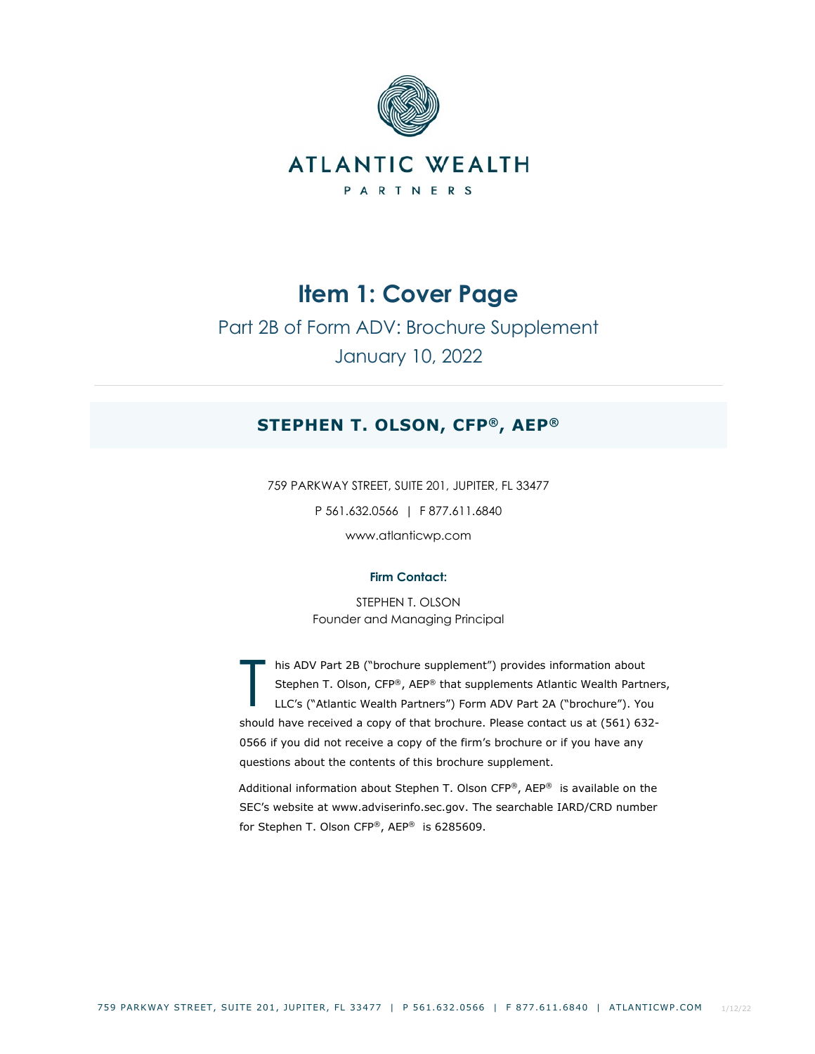ATLANTIC WEALTH

PARTNERS

# Item 1: Cover Page

Part 2B of Form ADV: Brochure Supplement

January 10, 2022

## STEPHEN T. OLSON, CFP®, AEP®

759 PARKWAY STREET, SUITE 201, JUPITER, FL 33477

P 561.632.0566 | F 877.611.6840

www.atlanticwp.com

**Firm Contact:**

STEPHEN T. OLSON
Founder and Managing Principal

This ADV Part 2B ("brochure supplement") provides information about Stephen T. Olson, CFP®, AEP® that supplements Atlantic Wealth Partners, LLC's ("Atlantic Wealth Partners") Form ADV Part 2A ("brochure"). You should have received a copy of that brochure. Please contact us at (561) 632-0566 if you did not receive a copy of the firm's brochure or if you have any questions about the contents of this brochure supplement.

Additional information about Stephen T. Olson CFP®, AEP® is available on the SEC's website at www.adviserinfo.sec.gov. The searchable IARD/CRD number for Stephen T. Olson CFP®, AEP® is 6285609.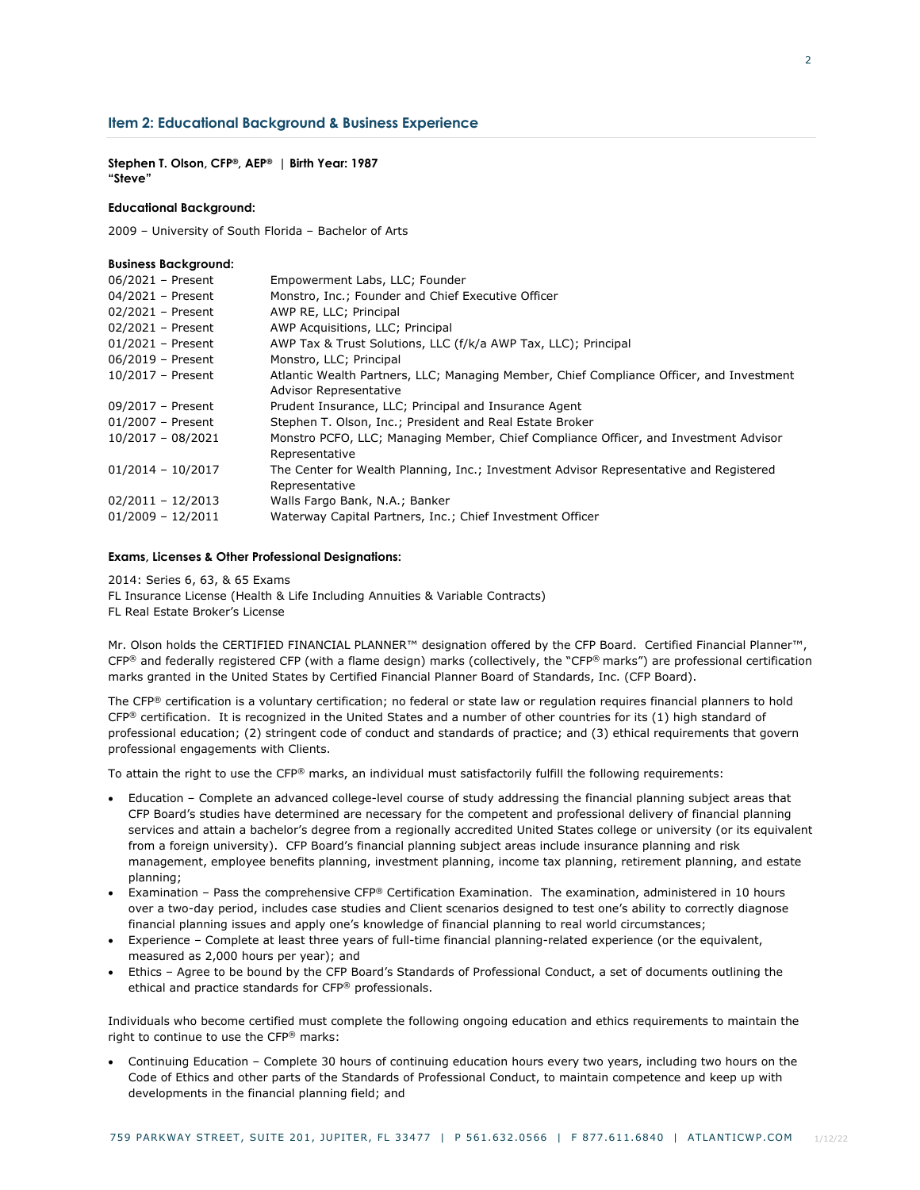## Item 2: Educational Background & Business Experience

**Stephen T. Olson, CFP®, AEP® | Birth Year: 1987**
**"Steve"**

**Educational Background:**

2009 – University of South Florida – Bachelor of Arts

**Business Background:**

| | |
|---|---|
| 06/2021 – Present | Empowerment Labs, LLC; Founder |
| 04/2021 – Present | Monstro, Inc.; Founder and Chief Executive Officer |
| 02/2021 – Present | AWP RE, LLC; Principal |
| 02/2021 – Present | AWP Acquisitions, LLC; Principal |
| 01/2021 – Present | AWP Tax & Trust Solutions, LLC (f/k/a AWP Tax, LLC); Principal |
| 06/2019 – Present | Monstro, LLC; Principal |
| 10/2017 – Present | Atlantic Wealth Partners, LLC; Managing Member, Chief Compliance Officer, and Investment Advisor Representative |
| 09/2017 – Present | Prudent Insurance, LLC; Principal and Insurance Agent |
| 01/2007 – Present | Stephen T. Olson, Inc.; President and Real Estate Broker |
| 10/2017 – 08/2021 | Monstro PCFO, LLC; Managing Member, Chief Compliance Officer, and Investment Advisor Representative |
| 01/2014 – 10/2017 | The Center for Wealth Planning, Inc.; Investment Advisor Representative and Registered Representative |
| 02/2011 – 12/2013 | Walls Fargo Bank, N.A.; Banker |
| 01/2009 – 12/2011 | Waterway Capital Partners, Inc.; Chief Investment Officer |

**Exams, Licenses & Other Professional Designations:**

2014: Series 6, 63, & 65 Exams
FL Insurance License (Health & Life Including Annuities & Variable Contracts)
FL Real Estate Broker's License

Mr. Olson holds the CERTIFIED FINANCIAL PLANNER™ designation offered by the CFP Board. Certified Financial Planner™, CFP® and federally registered CFP (with a flame design) marks (collectively, the "CFP® marks") are professional certification marks granted in the United States by Certified Financial Planner Board of Standards, Inc. (CFP Board).

The CFP® certification is a voluntary certification; no federal or state law or regulation requires financial planners to hold CFP® certification. It is recognized in the United States and a number of other countries for its (1) high standard of professional education; (2) stringent code of conduct and standards of practice; and (3) ethical requirements that govern professional engagements with Clients.

To attain the right to use the CFP® marks, an individual must satisfactorily fulfill the following requirements:

- Education – Complete an advanced college-level course of study addressing the financial planning subject areas that CFP Board's studies have determined are necessary for the competent and professional delivery of financial planning services and attain a bachelor's degree from a regionally accredited United States college or university (or its equivalent from a foreign university). CFP Board's financial planning subject areas include insurance planning and risk management, employee benefits planning, investment planning, income tax planning, retirement planning, and estate planning;
- Examination – Pass the comprehensive CFP® Certification Examination. The examination, administered in 10 hours over a two-day period, includes case studies and Client scenarios designed to test one's ability to correctly diagnose financial planning issues and apply one's knowledge of financial planning to real world circumstances;
- Experience – Complete at least three years of full-time financial planning-related experience (or the equivalent, measured as 2,000 hours per year); and
- Ethics – Agree to be bound by the CFP Board's Standards of Professional Conduct, a set of documents outlining the ethical and practice standards for CFP® professionals.

Individuals who become certified must complete the following ongoing education and ethics requirements to maintain the right to continue to use the CFP® marks:

- Continuing Education – Complete 30 hours of continuing education hours every two years, including two hours on the Code of Ethics and other parts of the Standards of Professional Conduct, to maintain competence and keep up with developments in the financial planning field; and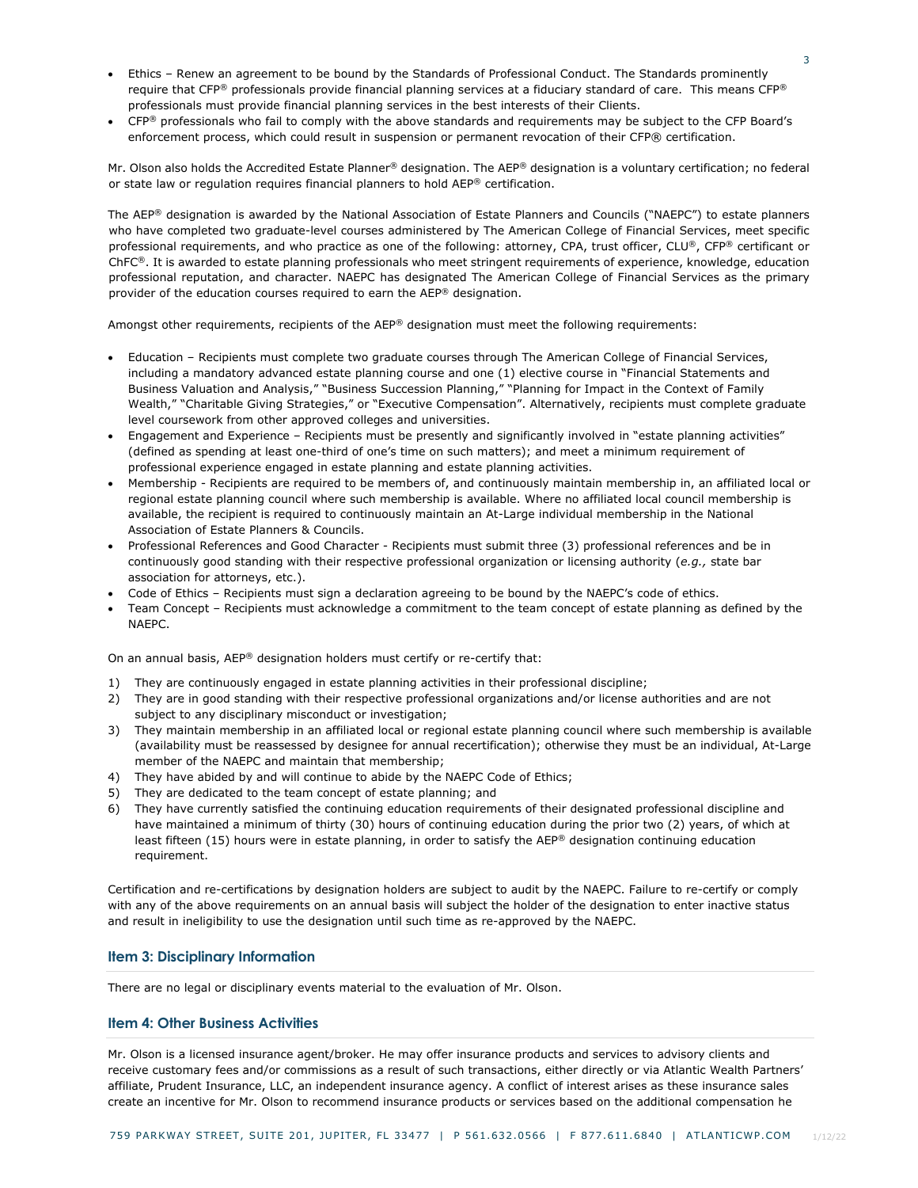- Ethics – Renew an agreement to be bound by the Standards of Professional Conduct. The Standards prominently require that CFP® professionals provide financial planning services at a fiduciary standard of care. This means CFP® professionals must provide financial planning services in the best interests of their Clients.
- CFP® professionals who fail to comply with the above standards and requirements may be subject to the CFP Board's enforcement process, which could result in suspension or permanent revocation of their CFP® certification.

Mr. Olson also holds the Accredited Estate Planner® designation. The AEP® designation is a voluntary certification; no federal or state law or regulation requires financial planners to hold AEP® certification.

The AEP® designation is awarded by the National Association of Estate Planners and Councils ("NAEPC") to estate planners who have completed two graduate-level courses administered by The American College of Financial Services, meet specific professional requirements, and who practice as one of the following: attorney, CPA, trust officer, CLU®, CFP® certificant or ChFC®. It is awarded to estate planning professionals who meet stringent requirements of experience, knowledge, education professional reputation, and character. NAEPC has designated The American College of Financial Services as the primary provider of the education courses required to earn the AEP® designation.

Amongst other requirements, recipients of the AEP® designation must meet the following requirements:

- Education – Recipients must complete two graduate courses through The American College of Financial Services, including a mandatory advanced estate planning course and one (1) elective course in "Financial Statements and Business Valuation and Analysis," "Business Succession Planning," "Planning for Impact in the Context of Family Wealth," "Charitable Giving Strategies," or "Executive Compensation". Alternatively, recipients must complete graduate level coursework from other approved colleges and universities.
- Engagement and Experience – Recipients must be presently and significantly involved in "estate planning activities" (defined as spending at least one-third of one's time on such matters); and meet a minimum requirement of professional experience engaged in estate planning and estate planning activities.
- Membership - Recipients are required to be members of, and continuously maintain membership in, an affiliated local or regional estate planning council where such membership is available. Where no affiliated local council membership is available, the recipient is required to continuously maintain an At-Large individual membership in the National Association of Estate Planners & Councils.
- Professional References and Good Character - Recipients must submit three (3) professional references and be in continuously good standing with their respective professional organization or licensing authority (*e.g.,* state bar association for attorneys, etc.).
- Code of Ethics – Recipients must sign a declaration agreeing to be bound by the NAEPC's code of ethics.
- Team Concept – Recipients must acknowledge a commitment to the team concept of estate planning as defined by the NAEPC.

On an annual basis, AEP® designation holders must certify or re-certify that:

1) They are continuously engaged in estate planning activities in their professional discipline;
2) They are in good standing with their respective professional organizations and/or license authorities and are not subject to any disciplinary misconduct or investigation;
3) They maintain membership in an affiliated local or regional estate planning council where such membership is available (availability must be reassessed by designee for annual recertification); otherwise they must be an individual, At-Large member of the NAEPC and maintain that membership;
4) They have abided by and will continue to abide by the NAEPC Code of Ethics;
5) They are dedicated to the team concept of estate planning; and
6) They have currently satisfied the continuing education requirements of their designated professional discipline and have maintained a minimum of thirty (30) hours of continuing education during the prior two (2) years, of which at least fifteen (15) hours were in estate planning, in order to satisfy the AEP® designation continuing education requirement.

Certification and re-certifications by designation holders are subject to audit by the NAEPC. Failure to re-certify or comply with any of the above requirements on an annual basis will subject the holder of the designation to enter inactive status and result in ineligibility to use the designation until such time as re-approved by the NAEPC.

## Item 3: Disciplinary Information

There are no legal or disciplinary events material to the evaluation of Mr. Olson.

## Item 4: Other Business Activities

Mr. Olson is a licensed insurance agent/broker. He may offer insurance products and services to advisory clients and receive customary fees and/or commissions as a result of such transactions, either directly or via Atlantic Wealth Partners' affiliate, Prudent Insurance, LLC, an independent insurance agency. A conflict of interest arises as these insurance sales create an incentive for Mr. Olson to recommend insurance products or services based on the additional compensation he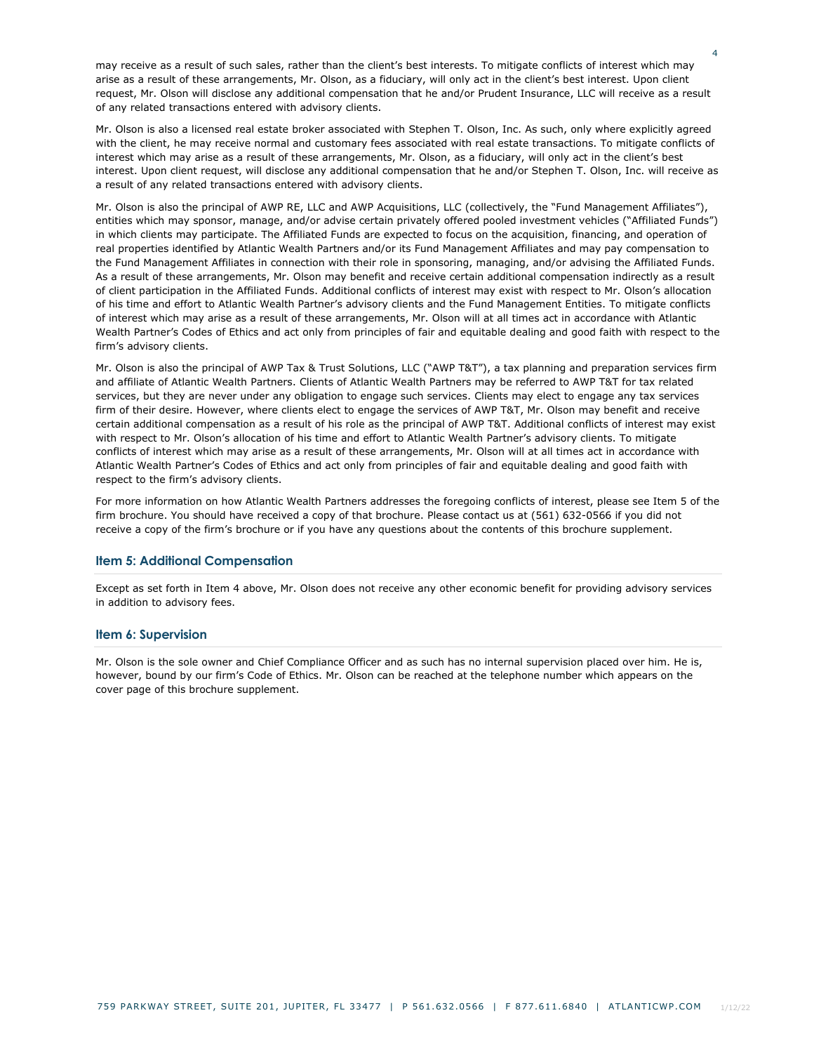may receive as a result of such sales, rather than the client's best interests. To mitigate conflicts of interest which may arise as a result of these arrangements, Mr. Olson, as a fiduciary, will only act in the client's best interest. Upon client request, Mr. Olson will disclose any additional compensation that he and/or Prudent Insurance, LLC will receive as a result of any related transactions entered with advisory clients.

Mr. Olson is also a licensed real estate broker associated with Stephen T. Olson, Inc. As such, only where explicitly agreed with the client, he may receive normal and customary fees associated with real estate transactions. To mitigate conflicts of interest which may arise as a result of these arrangements, Mr. Olson, as a fiduciary, will only act in the client's best interest. Upon client request, will disclose any additional compensation that he and/or Stephen T. Olson, Inc. will receive as a result of any related transactions entered with advisory clients.

Mr. Olson is also the principal of AWP RE, LLC and AWP Acquisitions, LLC (collectively, the "Fund Management Affiliates"), entities which may sponsor, manage, and/or advise certain privately offered pooled investment vehicles ("Affiliated Funds") in which clients may participate. The Affiliated Funds are expected to focus on the acquisition, financing, and operation of real properties identified by Atlantic Wealth Partners and/or its Fund Management Affiliates and may pay compensation to the Fund Management Affiliates in connection with their role in sponsoring, managing, and/or advising the Affiliated Funds. As a result of these arrangements, Mr. Olson may benefit and receive certain additional compensation indirectly as a result of client participation in the Affiliated Funds. Additional conflicts of interest may exist with respect to Mr. Olson's allocation of his time and effort to Atlantic Wealth Partner's advisory clients and the Fund Management Entities. To mitigate conflicts of interest which may arise as a result of these arrangements, Mr. Olson will at all times act in accordance with Atlantic Wealth Partner's Codes of Ethics and act only from principles of fair and equitable dealing and good faith with respect to the firm's advisory clients.

Mr. Olson is also the principal of AWP Tax & Trust Solutions, LLC ("AWP T&T"), a tax planning and preparation services firm and affiliate of Atlantic Wealth Partners. Clients of Atlantic Wealth Partners may be referred to AWP T&T for tax related services, but they are never under any obligation to engage such services. Clients may elect to engage any tax services firm of their desire. However, where clients elect to engage the services of AWP T&T, Mr. Olson may benefit and receive certain additional compensation as a result of his role as the principal of AWP T&T. Additional conflicts of interest may exist with respect to Mr. Olson's allocation of his time and effort to Atlantic Wealth Partner's advisory clients. To mitigate conflicts of interest which may arise as a result of these arrangements, Mr. Olson will at all times act in accordance with Atlantic Wealth Partner's Codes of Ethics and act only from principles of fair and equitable dealing and good faith with respect to the firm's advisory clients.

For more information on how Atlantic Wealth Partners addresses the foregoing conflicts of interest, please see Item 5 of the firm brochure. You should have received a copy of that brochure. Please contact us at (561) 632-0566 if you did not receive a copy of the firm's brochure or if you have any questions about the contents of this brochure supplement.

## Item 5: Additional Compensation

Except as set forth in Item 4 above, Mr. Olson does not receive any other economic benefit for providing advisory services in addition to advisory fees.

## Item 6: Supervision

Mr. Olson is the sole owner and Chief Compliance Officer and as such has no internal supervision placed over him. He is, however, bound by our firm's Code of Ethics. Mr. Olson can be reached at the telephone number which appears on the cover page of this brochure supplement.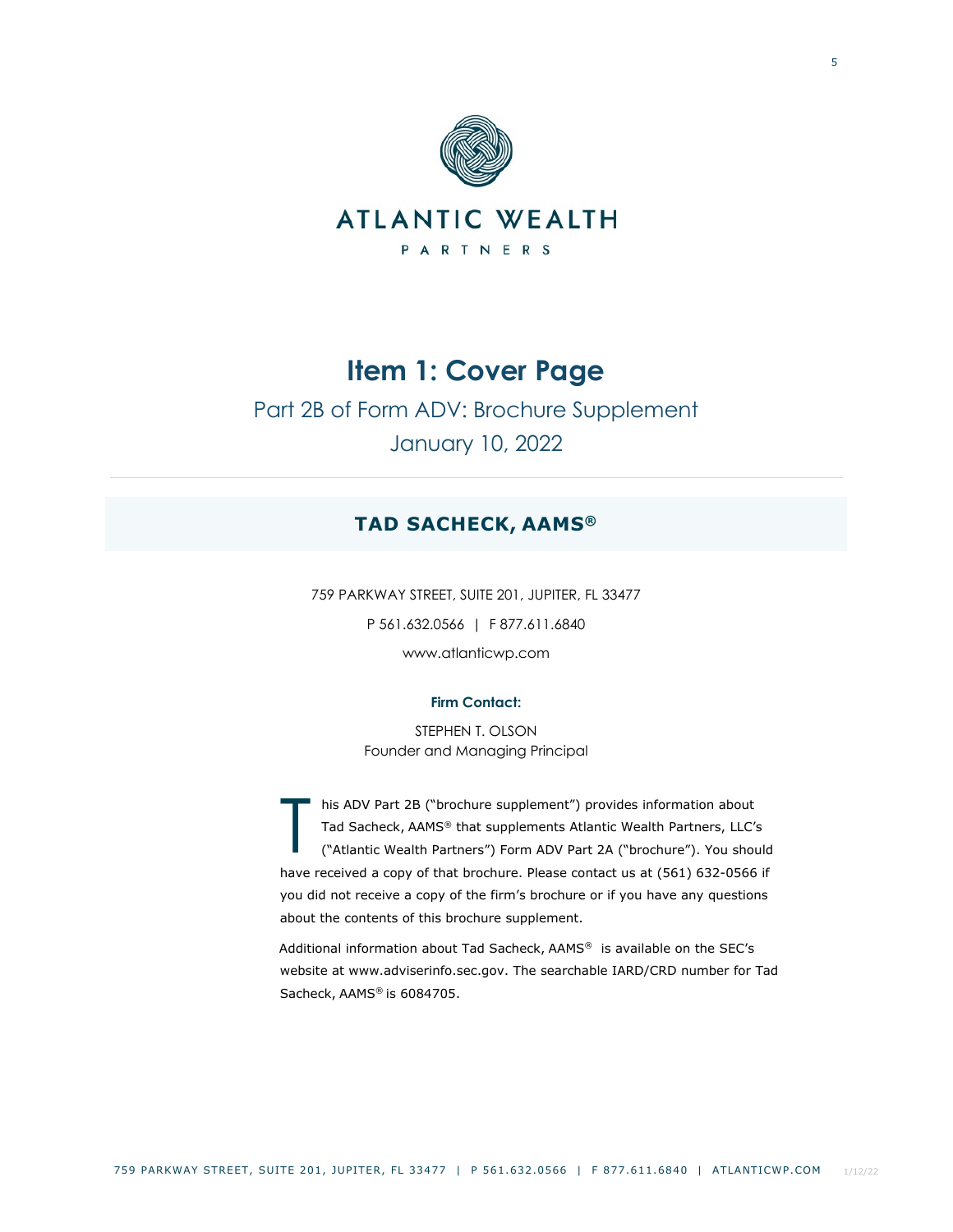ATLANTIC WEALTH

PARTNERS

# Item 1: Cover Page

Part 2B of Form ADV: Brochure Supplement

January 10, 2022

## TAD SACHECK, AAMS®

759 PARKWAY STREET, SUITE 201, JUPITER, FL 33477

P 561.632.0566 | F 877.611.6840

www.atlanticwp.com

**Firm Contact:**

STEPHEN T. OLSON
Founder and Managing Principal

This ADV Part 2B ("brochure supplement") provides information about Tad Sacheck, AAMS® that supplements Atlantic Wealth Partners, LLC's ("Atlantic Wealth Partners") Form ADV Part 2A ("brochure"). You should have received a copy of that brochure. Please contact us at (561) 632-0566 if you did not receive a copy of the firm's brochure or if you have any questions about the contents of this brochure supplement.

Additional information about Tad Sacheck, AAMS® is available on the SEC's website at www.adviserinfo.sec.gov. The searchable IARD/CRD number for Tad Sacheck, AAMS® is 6084705.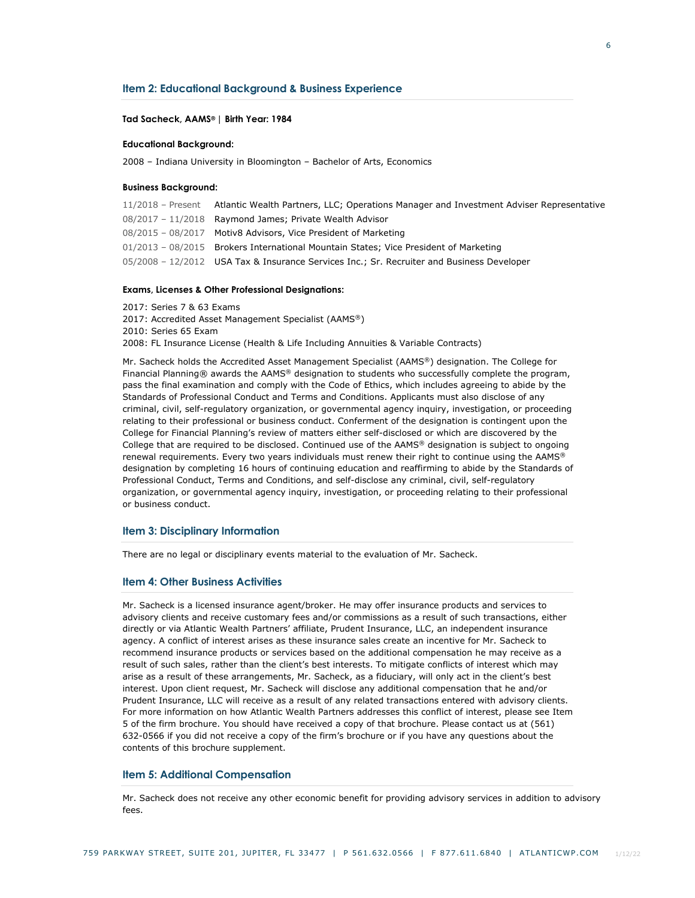## Item 2: Educational Background & Business Experience

**Tad Sacheck, AAMS® | Birth Year: 1984**

**Educational Background:**

2008 – Indiana University in Bloomington – Bachelor of Arts, Economics

**Business Background:**

| | |
|---|---|
| 11/2018 – Present | Atlantic Wealth Partners, LLC; Operations Manager and Investment Adviser Representative |
| 08/2017 – 11/2018 | Raymond James; Private Wealth Advisor |
| 08/2015 – 08/2017 | Motiv8 Advisors, Vice President of Marketing |
| 01/2013 – 08/2015 | Brokers International Mountain States; Vice President of Marketing |
| 05/2008 – 12/2012 | USA Tax & Insurance Services Inc.; Sr. Recruiter and Business Developer |

**Exams, Licenses & Other Professional Designations:**

2017: Series 7 & 63 Exams
2017: Accredited Asset Management Specialist (AAMS®)
2010: Series 65 Exam
2008: FL Insurance License (Health & Life Including Annuities & Variable Contracts)

Mr. Sacheck holds the Accredited Asset Management Specialist (AAMS®) designation. The College for Financial Planning® awards the AAMS® designation to students who successfully complete the program, pass the final examination and comply with the Code of Ethics, which includes agreeing to abide by the Standards of Professional Conduct and Terms and Conditions. Applicants must also disclose of any criminal, civil, self-regulatory organization, or governmental agency inquiry, investigation, or proceeding relating to their professional or business conduct. Conferment of the designation is contingent upon the College for Financial Planning's review of matters either self-disclosed or which are discovered by the College that are required to be disclosed. Continued use of the AAMS® designation is subject to ongoing renewal requirements. Every two years individuals must renew their right to continue using the AAMS® designation by completing 16 hours of continuing education and reaffirming to abide by the Standards of Professional Conduct, Terms and Conditions, and self-disclose any criminal, civil, self-regulatory organization, or governmental agency inquiry, investigation, or proceeding relating to their professional or business conduct.

## Item 3: Disciplinary Information

There are no legal or disciplinary events material to the evaluation of Mr. Sacheck.

## Item 4: Other Business Activities

Mr. Sacheck is a licensed insurance agent/broker. He may offer insurance products and services to advisory clients and receive customary fees and/or commissions as a result of such transactions, either directly or via Atlantic Wealth Partners' affiliate, Prudent Insurance, LLC, an independent insurance agency. A conflict of interest arises as these insurance sales create an incentive for Mr. Sacheck to recommend insurance products or services based on the additional compensation he may receive as a result of such sales, rather than the client's best interests. To mitigate conflicts of interest which may arise as a result of these arrangements, Mr. Sacheck, as a fiduciary, will only act in the client's best interest. Upon client request, Mr. Sacheck will disclose any additional compensation that he and/or Prudent Insurance, LLC will receive as a result of any related transactions entered with advisory clients. For more information on how Atlantic Wealth Partners addresses this conflict of interest, please see Item 5 of the firm brochure. You should have received a copy of that brochure. Please contact us at (561) 632-0566 if you did not receive a copy of the firm's brochure or if you have any questions about the contents of this brochure supplement.

## Item 5: Additional Compensation

Mr. Sacheck does not receive any other economic benefit for providing advisory services in addition to advisory fees.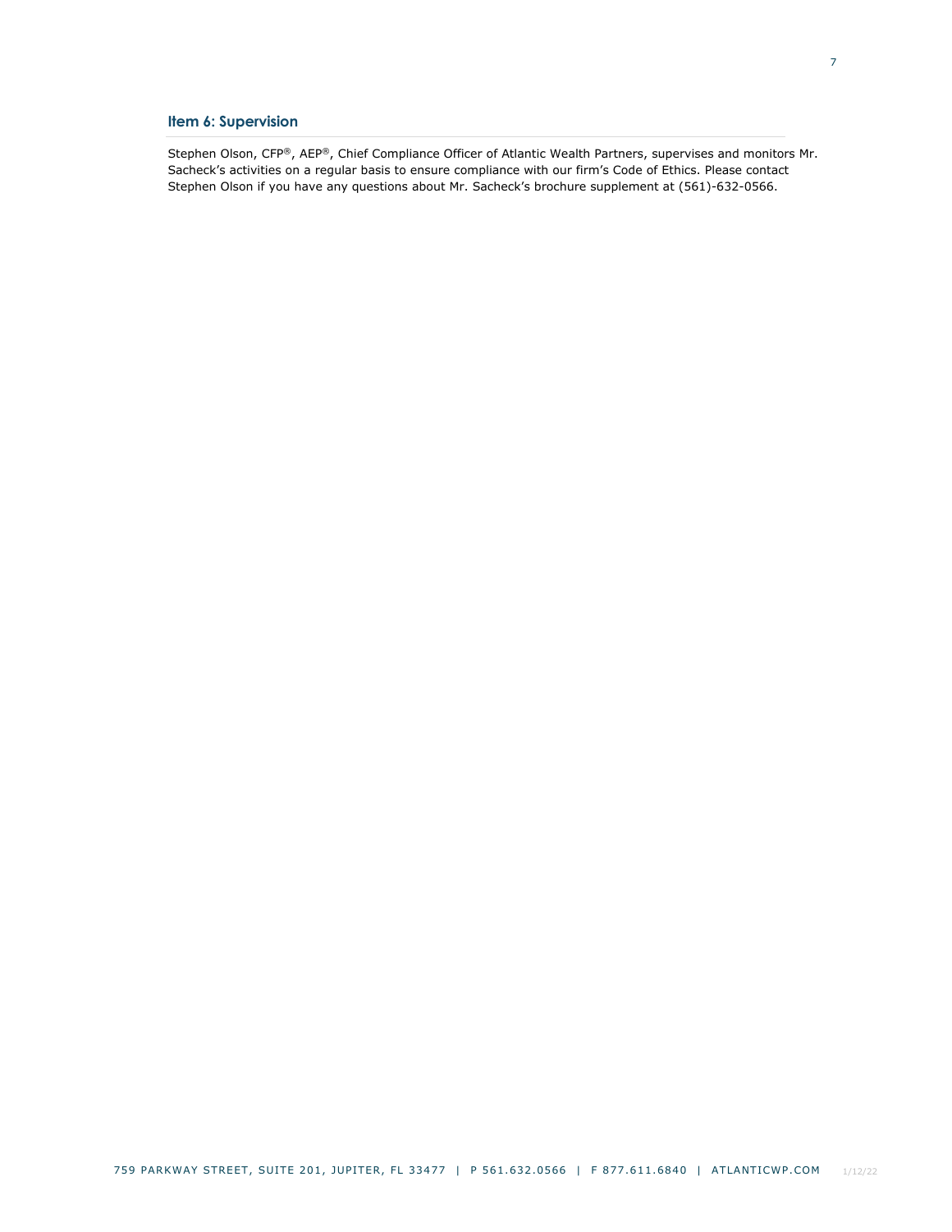## Item 6: Supervision

Stephen Olson, CFP®, AEP®, Chief Compliance Officer of Atlantic Wealth Partners, supervises and monitors Mr. Sacheck's activities on a regular basis to ensure compliance with our firm's Code of Ethics. Please contact Stephen Olson if you have any questions about Mr. Sacheck's brochure supplement at (561)-632-0566.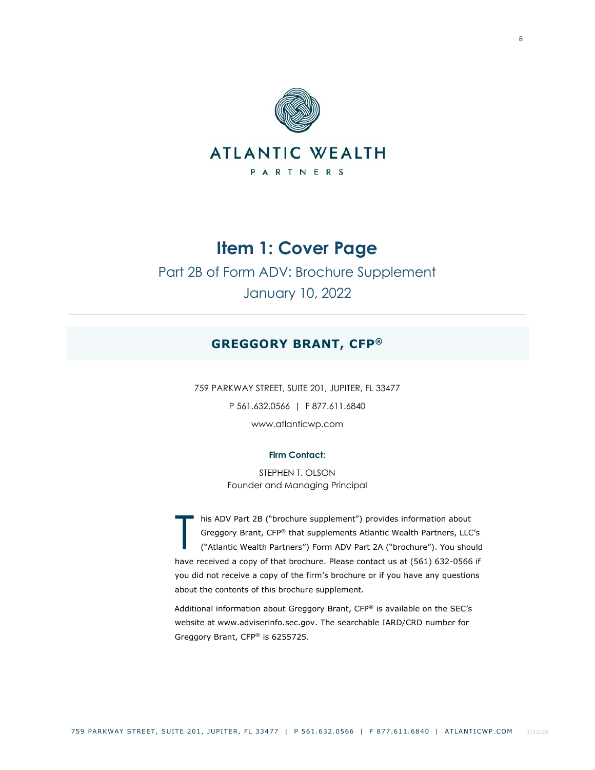ATLANTIC WEALTH

PARTNERS

# Item 1: Cover Page

## Part 2B of Form ADV: Brochure Supplement

## January 10, 2022

---

### GREGGORY BRANT, CFP®

759 PARKWAY STREET, SUITE 201, JUPITER, FL 33477

P 561.632.0566 | F 877.611.6840

www.atlanticwp.com

**Firm Contact:**

STEPHEN T. OLSON
Founder and Managing Principal

This ADV Part 2B ("brochure supplement") provides information about Greggory Brant, CFP® that supplements Atlantic Wealth Partners, LLC's ("Atlantic Wealth Partners") Form ADV Part 2A ("brochure"). You should have received a copy of that brochure. Please contact us at (561) 632-0566 if you did not receive a copy of the firm's brochure or if you have any questions about the contents of this brochure supplement.

Additional information about Greggory Brant, CFP® is available on the SEC's website at www.adviserinfo.sec.gov. The searchable IARD/CRD number for Greggory Brant, CFP® is 6255725.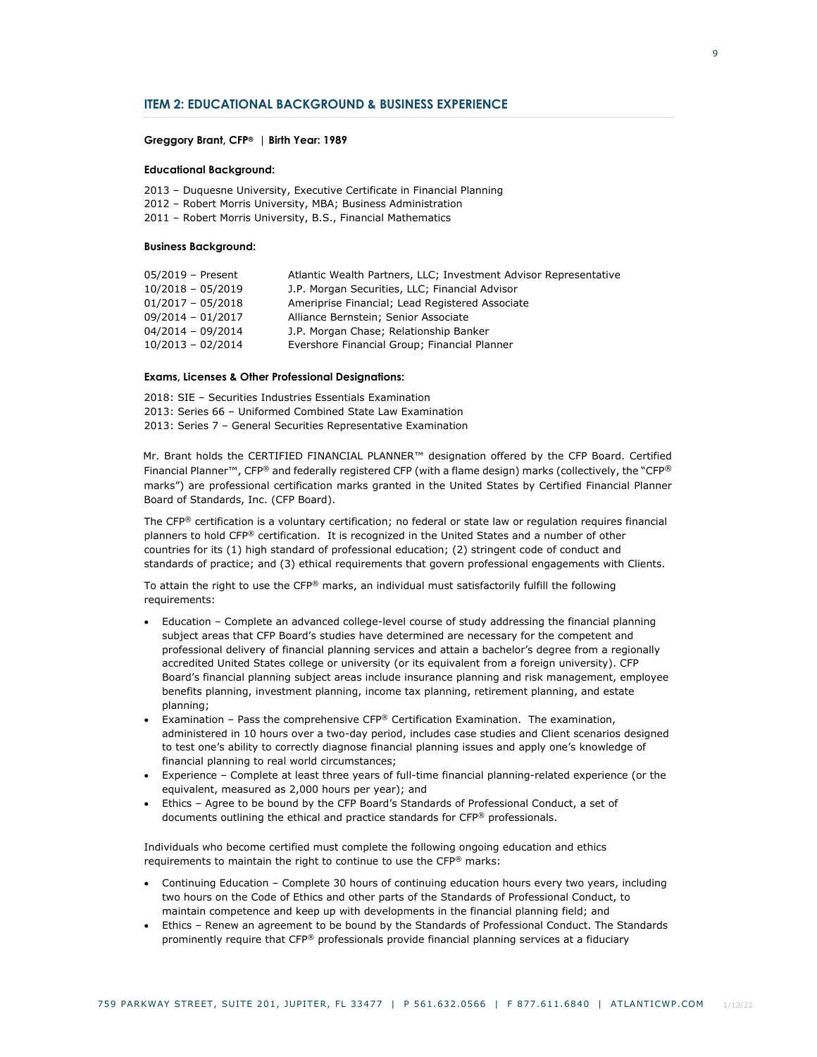## ITEM 2: EDUCATIONAL BACKGROUND & BUSINESS EXPERIENCE

**Greggory Brant, CFP® | Birth Year: 1989**

**Educational Background:**

2013 – Duquesne University, Executive Certificate in Financial Planning
2012 – Robert Morris University, MBA; Business Administration
2011 – Robert Morris University, B.S., Financial Mathematics

**Business Background:**

| | |
|---|---|
| 05/2019 – Present | Atlantic Wealth Partners, LLC; Investment Advisor Representative |
| 10/2018 – 05/2019 | J.P. Morgan Securities, LLC; Financial Advisor |
| 01/2017 – 05/2018 | Ameriprise Financial; Lead Registered Associate |
| 09/2014 – 01/2017 | Alliance Bernstein; Senior Associate |
| 04/2014 – 09/2014 | J.P. Morgan Chase; Relationship Banker |
| 10/2013 – 02/2014 | Evershore Financial Group; Financial Planner |

**Exams, Licenses & Other Professional Designations:**

2018: SIE – Securities Industries Essentials Examination
2013: Series 66 – Uniformed Combined State Law Examination
2013: Series 7 – General Securities Representative Examination

Mr. Brant holds the CERTIFIED FINANCIAL PLANNER™ designation offered by the CFP Board. Certified Financial Planner™, CFP® and federally registered CFP (with a flame design) marks (collectively, the "CFP® marks") are professional certification marks granted in the United States by Certified Financial Planner Board of Standards, Inc. (CFP Board).

The CFP® certification is a voluntary certification; no federal or state law or regulation requires financial planners to hold CFP® certification. It is recognized in the United States and a number of other countries for its (1) high standard of professional education; (2) stringent code of conduct and standards of practice; and (3) ethical requirements that govern professional engagements with Clients.

To attain the right to use the CFP® marks, an individual must satisfactorily fulfill the following requirements:

- Education – Complete an advanced college-level course of study addressing the financial planning subject areas that CFP Board's studies have determined are necessary for the competent and professional delivery of financial planning services and attain a bachelor's degree from a regionally accredited United States college or university (or its equivalent from a foreign university). CFP Board's financial planning subject areas include insurance planning and risk management, employee benefits planning, investment planning, income tax planning, retirement planning, and estate planning;
- Examination – Pass the comprehensive CFP® Certification Examination. The examination, administered in 10 hours over a two-day period, includes case studies and Client scenarios designed to test one's ability to correctly diagnose financial planning issues and apply one's knowledge of financial planning to real world circumstances;
- Experience – Complete at least three years of full-time financial planning-related experience (or the equivalent, measured as 2,000 hours per year); and
- Ethics – Agree to be bound by the CFP Board's Standards of Professional Conduct, a set of documents outlining the ethical and practice standards for CFP® professionals.

Individuals who become certified must complete the following ongoing education and ethics requirements to maintain the right to continue to use the CFP® marks:

- Continuing Education – Complete 30 hours of continuing education hours every two years, including two hours on the Code of Ethics and other parts of the Standards of Professional Conduct, to maintain competence and keep up with developments in the financial planning field; and
- Ethics – Renew an agreement to be bound by the Standards of Professional Conduct. The Standards prominently require that CFP® professionals provide financial planning services at a fiduciary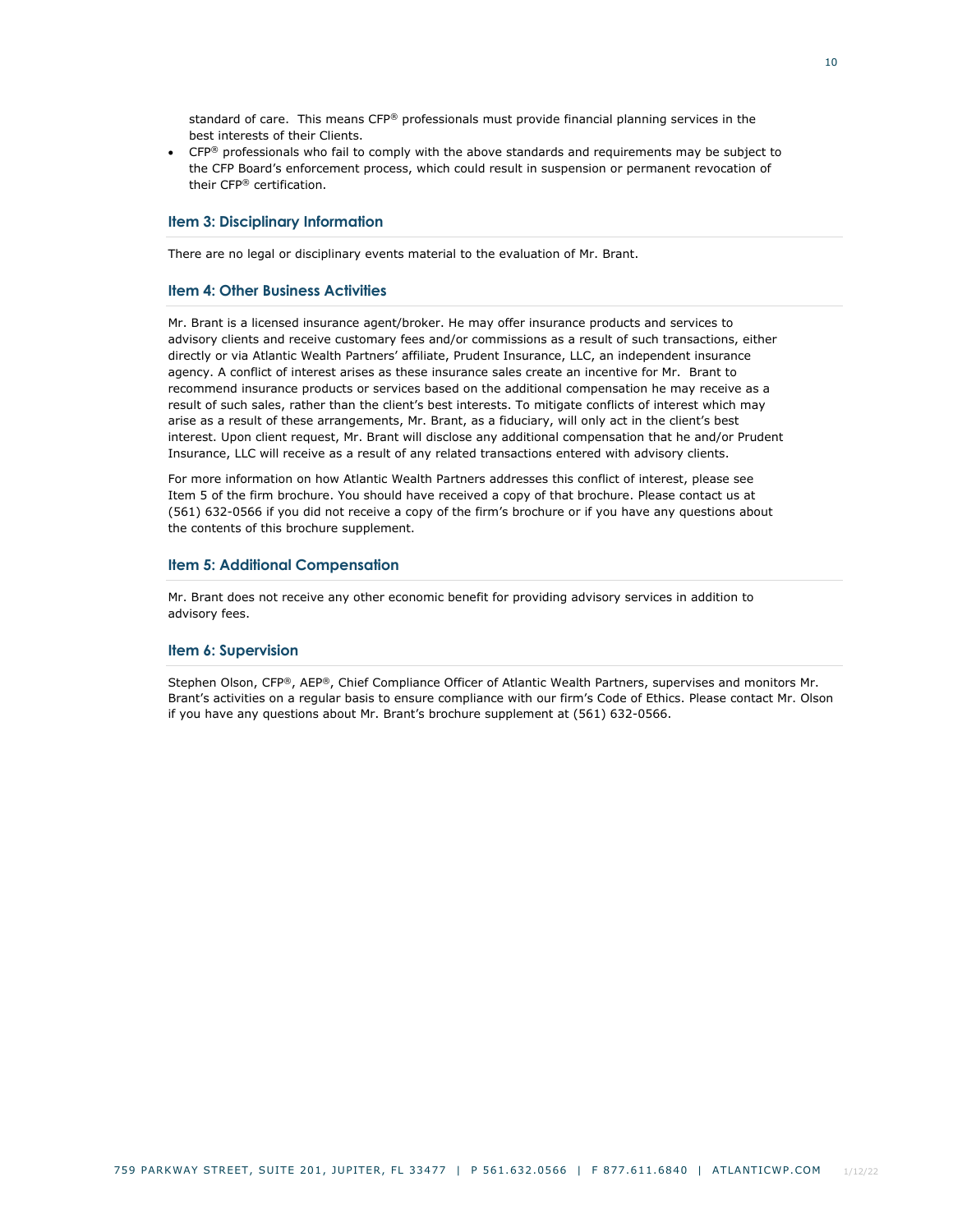standard of care. This means CFP® professionals must provide financial planning services in the best interests of their Clients.

- CFP® professionals who fail to comply with the above standards and requirements may be subject to the CFP Board's enforcement process, which could result in suspension or permanent revocation of their CFP® certification.

## Item 3: Disciplinary Information

There are no legal or disciplinary events material to the evaluation of Mr. Brant.

## Item 4: Other Business Activities

Mr. Brant is a licensed insurance agent/broker. He may offer insurance products and services to advisory clients and receive customary fees and/or commissions as a result of such transactions, either directly or via Atlantic Wealth Partners' affiliate, Prudent Insurance, LLC, an independent insurance agency. A conflict of interest arises as these insurance sales create an incentive for Mr. Brant to recommend insurance products or services based on the additional compensation he may receive as a result of such sales, rather than the client's best interests. To mitigate conflicts of interest which may arise as a result of these arrangements, Mr. Brant, as a fiduciary, will only act in the client's best interest. Upon client request, Mr. Brant will disclose any additional compensation that he and/or Prudent Insurance, LLC will receive as a result of any related transactions entered with advisory clients.

For more information on how Atlantic Wealth Partners addresses this conflict of interest, please see Item 5 of the firm brochure. You should have received a copy of that brochure. Please contact us at (561) 632-0566 if you did not receive a copy of the firm's brochure or if you have any questions about the contents of this brochure supplement.

## Item 5: Additional Compensation

Mr. Brant does not receive any other economic benefit for providing advisory services in addition to advisory fees.

## Item 6: Supervision

Stephen Olson, CFP®, AEP®, Chief Compliance Officer of Atlantic Wealth Partners, supervises and monitors Mr. Brant's activities on a regular basis to ensure compliance with our firm's Code of Ethics. Please contact Mr. Olson if you have any questions about Mr. Brant's brochure supplement at (561) 632-0566.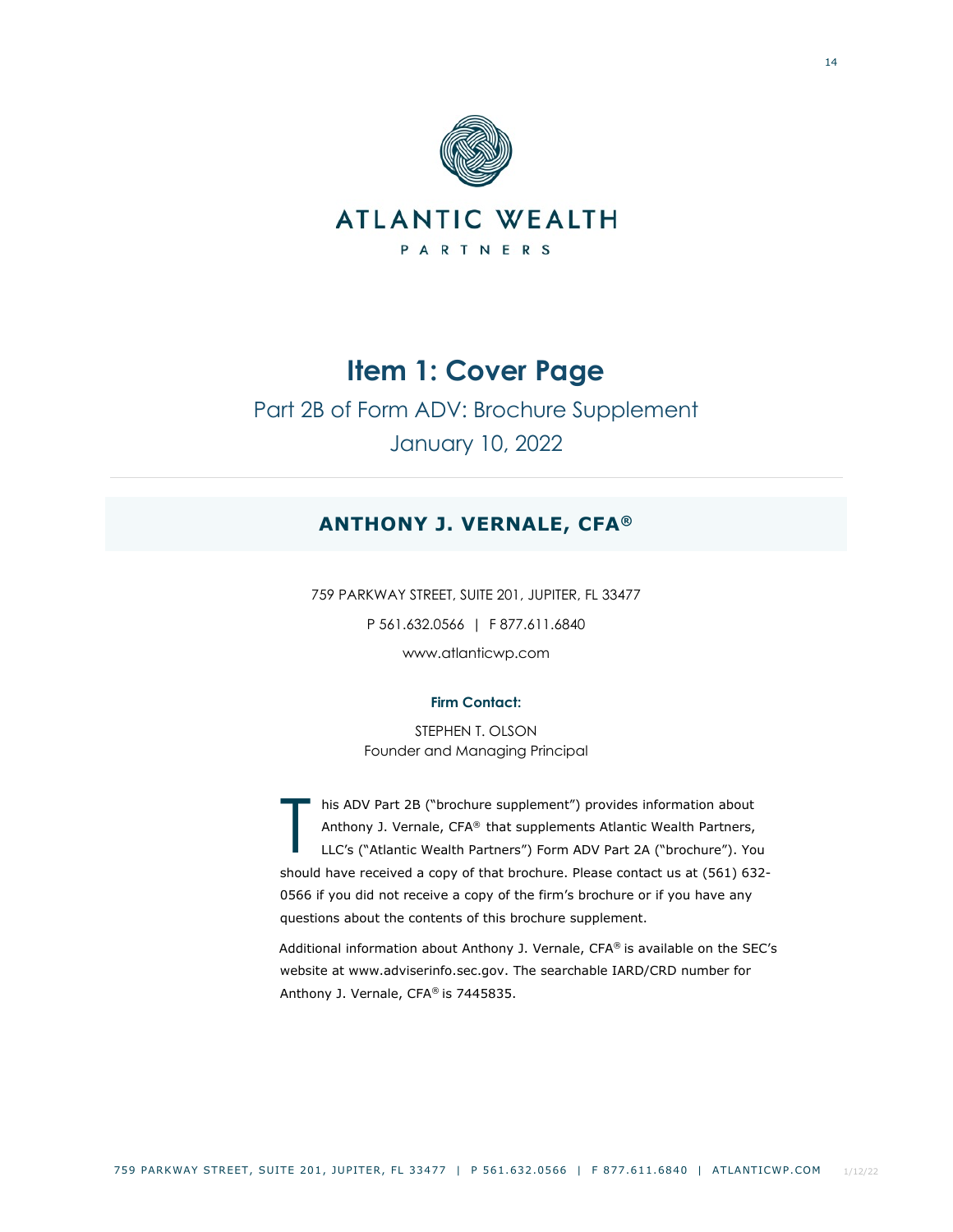ATLANTIC WEALTH

PARTNERS

# Item 1: Cover Page

Part 2B of Form ADV: Brochure Supplement

January 10, 2022

## ANTHONY J. VERNALE, CFA®

759 PARKWAY STREET, SUITE 201, JUPITER, FL 33477

P 561.632.0566 | F 877.611.6840

www.atlanticwp.com

**Firm Contact:**

STEPHEN T. OLSON
Founder and Managing Principal

This ADV Part 2B ("brochure supplement") provides information about Anthony J. Vernale, CFA® that supplements Atlantic Wealth Partners, LLC's ("Atlantic Wealth Partners") Form ADV Part 2A ("brochure"). You should have received a copy of that brochure. Please contact us at (561) 632-0566 if you did not receive a copy of the firm's brochure or if you have any questions about the contents of this brochure supplement.

Additional information about Anthony J. Vernale, CFA® is available on the SEC's website at www.adviserinfo.sec.gov. The searchable IARD/CRD number for Anthony J. Vernale, CFA® is 7445835.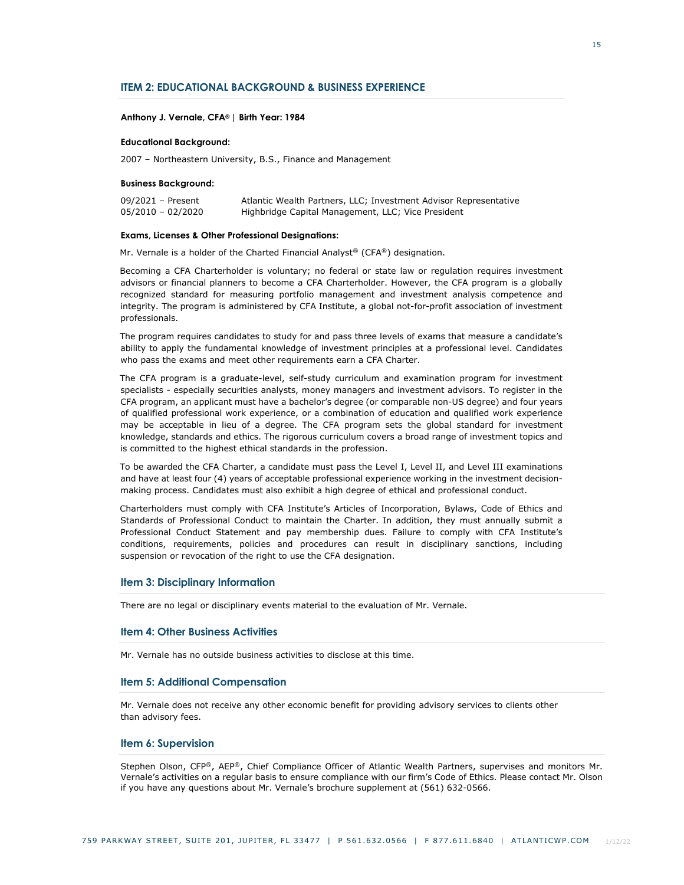## ITEM 2: EDUCATIONAL BACKGROUND & BUSINESS EXPERIENCE

**Anthony J. Vernale, CFA® | Birth Year: 1984**

**Educational Background:**

2007 – Northeastern University, B.S., Finance and Management

**Business Background:**

| | |
|---|---|
| 09/2021 – Present | Atlantic Wealth Partners, LLC; Investment Advisor Representative |
| 05/2010 – 02/2020 | Highbridge Capital Management, LLC; Vice President |

**Exams, Licenses & Other Professional Designations:**

Mr. Vernale is a holder of the Charted Financial Analyst® (CFA®) designation.

Becoming a CFA Charterholder is voluntary; no federal or state law or regulation requires investment advisors or financial planners to become a CFA Charterholder. However, the CFA program is a globally recognized standard for measuring portfolio management and investment analysis competence and integrity. The program is administered by CFA Institute, a global not-for-profit association of investment professionals.

The program requires candidates to study for and pass three levels of exams that measure a candidate's ability to apply the fundamental knowledge of investment principles at a professional level. Candidates who pass the exams and meet other requirements earn a CFA Charter.

The CFA program is a graduate-level, self-study curriculum and examination program for investment specialists - especially securities analysts, money managers and investment advisors. To register in the CFA program, an applicant must have a bachelor's degree (or comparable non-US degree) and four years of qualified professional work experience, or a combination of education and qualified work experience may be acceptable in lieu of a degree. The CFA program sets the global standard for investment knowledge, standards and ethics. The rigorous curriculum covers a broad range of investment topics and is committed to the highest ethical standards in the profession.

To be awarded the CFA Charter, a candidate must pass the Level I, Level II, and Level III examinations and have at least four (4) years of acceptable professional experience working in the investment decision-making process. Candidates must also exhibit a high degree of ethical and professional conduct.

Charterholders must comply with CFA Institute's Articles of Incorporation, Bylaws, Code of Ethics and Standards of Professional Conduct to maintain the Charter. In addition, they must annually submit a Professional Conduct Statement and pay membership dues. Failure to comply with CFA Institute's conditions, requirements, policies and procedures can result in disciplinary sanctions, including suspension or revocation of the right to use the CFA designation.

## Item 3: Disciplinary Information

There are no legal or disciplinary events material to the evaluation of Mr. Vernale.

## Item 4: Other Business Activities

Mr. Vernale has no outside business activities to disclose at this time.

## Item 5: Additional Compensation

Mr. Vernale does not receive any other economic benefit for providing advisory services to clients other than advisory fees.

## Item 6: Supervision

Stephen Olson, CFP®, AEP®, Chief Compliance Officer of Atlantic Wealth Partners, supervises and monitors Mr. Vernale's activities on a regular basis to ensure compliance with our firm's Code of Ethics. Please contact Mr. Olson if you have any questions about Mr. Vernale's brochure supplement at (561) 632-0566.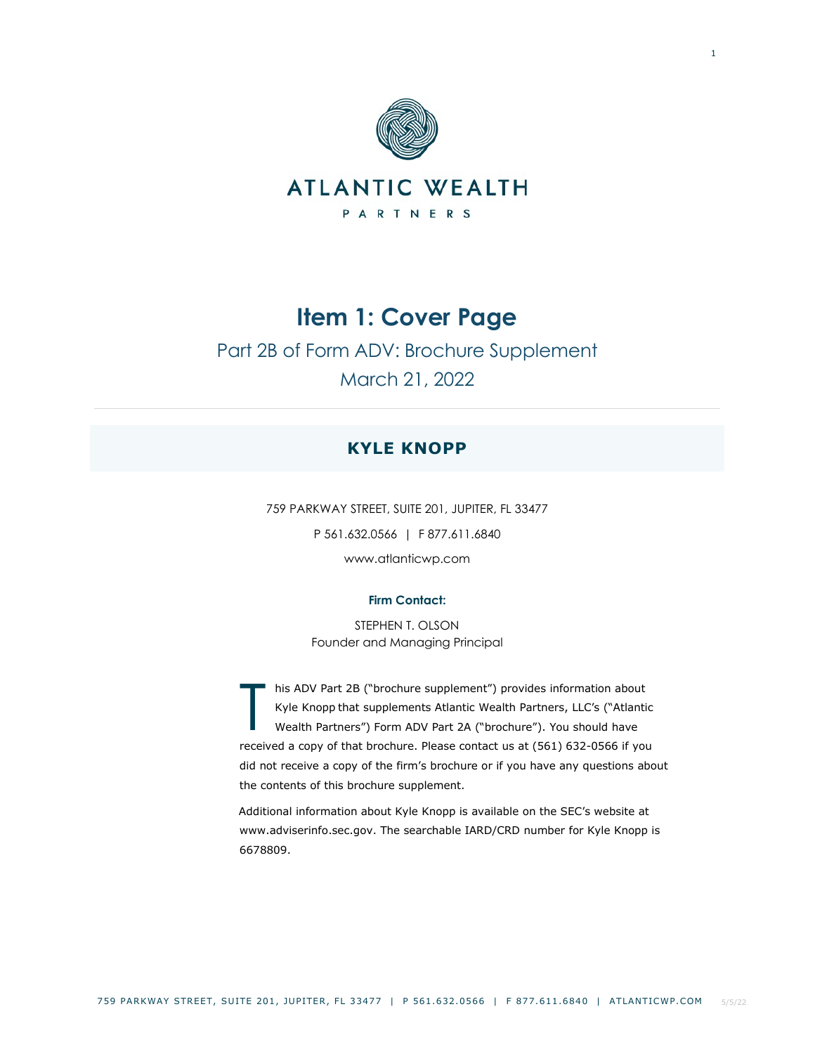ATLANTIC WEALTH

PARTNERS

# Item 1: Cover Page

## Part 2B of Form ADV: Brochure Supplement

March 21, 2022

## KYLE KNOPP

759 PARKWAY STREET, SUITE 201, JUPITER, FL 33477

P 561.632.0566 | F 877.611.6840

www.atlanticwp.com

**Firm Contact:**

STEPHEN T. OLSON
Founder and Managing Principal

This ADV Part 2B ("brochure supplement") provides information about Kyle Knopp that supplements Atlantic Wealth Partners, LLC's ("Atlantic Wealth Partners") Form ADV Part 2A ("brochure"). You should have received a copy of that brochure. Please contact us at (561) 632-0566 if you did not receive a copy of the firm's brochure or if you have any questions about the contents of this brochure supplement.

Additional information about Kyle Knopp is available on the SEC's website at www.adviserinfo.sec.gov. The searchable IARD/CRD number for Kyle Knopp is 6678809.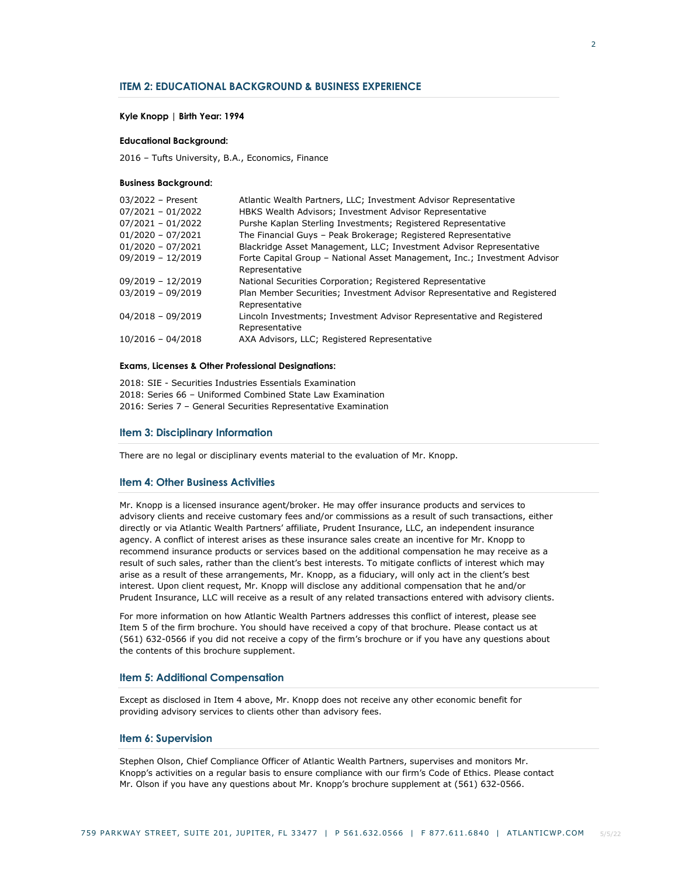## ITEM 2: EDUCATIONAL BACKGROUND & BUSINESS EXPERIENCE

**Kyle Knopp | Birth Year: 1994**

**Educational Background:**

2016 – Tufts University, B.A., Economics, Finance

**Business Background:**

| | |
|---|---|
| 03/2022 – Present | Atlantic Wealth Partners, LLC; Investment Advisor Representative |
| 07/2021 – 01/2022 | HBKS Wealth Advisors; Investment Advisor Representative |
| 07/2021 – 01/2022 | Purshe Kaplan Sterling Investments; Registered Representative |
| 01/2020 – 07/2021 | The Financial Guys – Peak Brokerage; Registered Representative |
| 01/2020 – 07/2021 | Blackridge Asset Management, LLC; Investment Advisor Representative |
| 09/2019 – 12/2019 | Forte Capital Group – National Asset Management, Inc.; Investment Advisor Representative |
| 09/2019 – 12/2019 | National Securities Corporation; Registered Representative |
| 03/2019 – 09/2019 | Plan Member Securities; Investment Advisor Representative and Registered Representative |
| 04/2018 – 09/2019 | Lincoln Investments; Investment Advisor Representative and Registered Representative |
| 10/2016 – 04/2018 | AXA Advisors, LLC; Registered Representative |

**Exams, Licenses & Other Professional Designations:**

2018: SIE - Securities Industries Essentials Examination
2018: Series 66 – Uniformed Combined State Law Examination
2016: Series 7 – General Securities Representative Examination

## Item 3: Disciplinary Information

There are no legal or disciplinary events material to the evaluation of Mr. Knopp.

## Item 4: Other Business Activities

Mr. Knopp is a licensed insurance agent/broker. He may offer insurance products and services to advisory clients and receive customary fees and/or commissions as a result of such transactions, either directly or via Atlantic Wealth Partners' affiliate, Prudent Insurance, LLC, an independent insurance agency. A conflict of interest arises as these insurance sales create an incentive for Mr. Knopp to recommend insurance products or services based on the additional compensation he may receive as a result of such sales, rather than the client's best interests. To mitigate conflicts of interest which may arise as a result of these arrangements, Mr. Knopp, as a fiduciary, will only act in the client's best interest. Upon client request, Mr. Knopp will disclose any additional compensation that he and/or Prudent Insurance, LLC will receive as a result of any related transactions entered with advisory clients.

For more information on how Atlantic Wealth Partners addresses this conflict of interest, please see Item 5 of the firm brochure. You should have received a copy of that brochure. Please contact us at (561) 632-0566 if you did not receive a copy of the firm's brochure or if you have any questions about the contents of this brochure supplement.

## Item 5: Additional Compensation

Except as disclosed in Item 4 above, Mr. Knopp does not receive any other economic benefit for providing advisory services to clients other than advisory fees.

## Item 6: Supervision

Stephen Olson, Chief Compliance Officer of Atlantic Wealth Partners, supervises and monitors Mr. Knopp's activities on a regular basis to ensure compliance with our firm's Code of Ethics. Please contact Mr. Olson if you have any questions about Mr. Knopp's brochure supplement at (561) 632-0566.